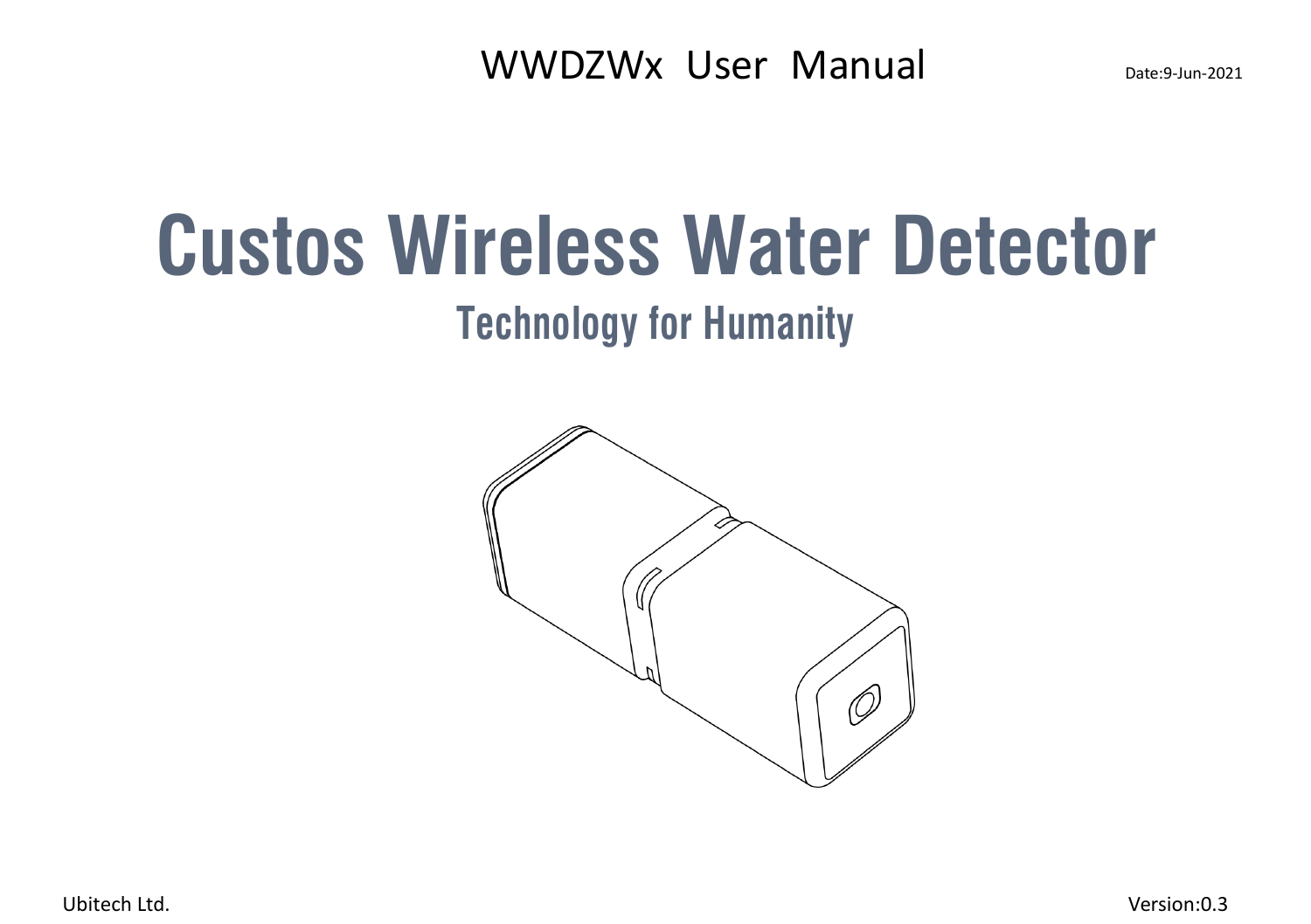WWDZWx User Manual

Date:9-Jun-2021

# Custos Wireless Water Detector

## Technology for Humanity

Ubitech Ltd.

Version:0.3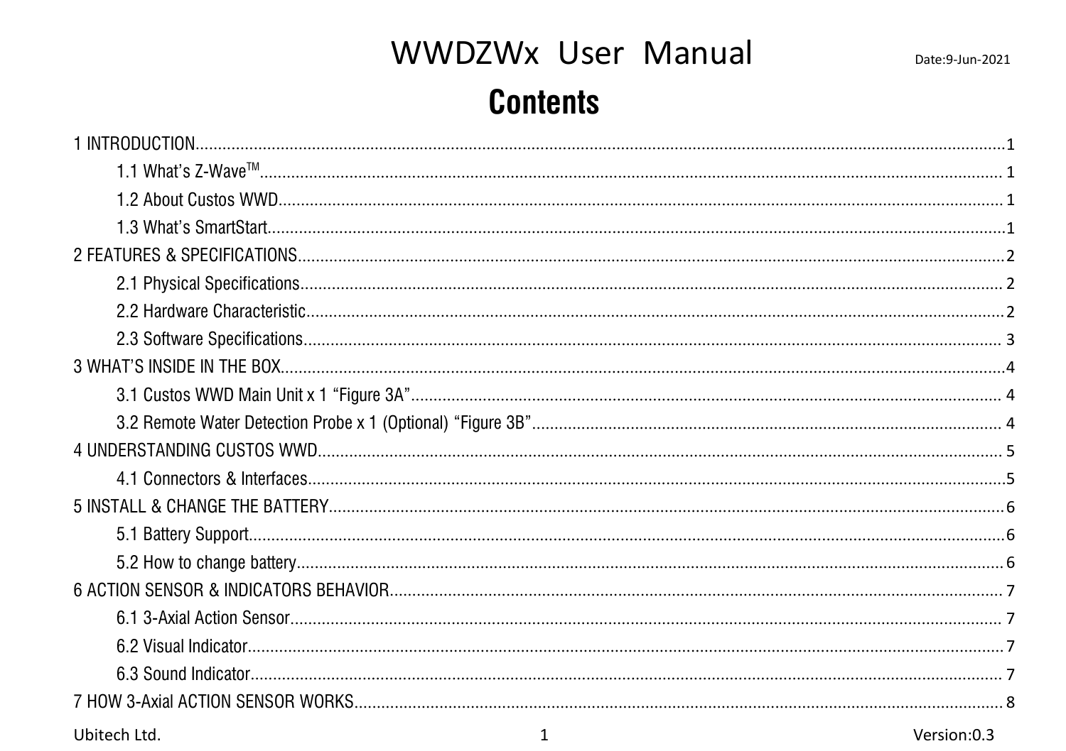# Contents

1 INTRODUCTION....................1

- 1.1 What's Z-Wave™....................1
- 1.2 About Custos WWD....................1
- 1.3 What's SmartStart....................1

2 FEATURES & SPECIFICATIONS....................2

- 2.1 Physical Specifications....................2
- 2.2 Hardware Characteristic....................2
- 2.3 Software Specifications....................3

3 WHAT'S INSIDE IN THE BOX....................4

- 3.1 Custos WWD Main Unit x 1 "Figure 3A"....................4
- 3.2 Remote Water Detection Probe x 1 (Optional) "Figure 3B"....................4

4 UNDERSTANDING CUSTOS WWD....................5

- 4.1 Connectors & Interfaces....................5

5 INSTALL & CHANGE THE BATTERY....................6

- 5.1 Battery Support....................6
- 5.2 How to change battery....................6

6 ACTION SENSOR & INDICATORS BEHAVIOR....................7

- 6.1 3-Axial Action Sensor....................7
- 6.2 Visual Indicator....................7
- 6.3 Sound Indicator....................7

7 HOW 3-Axial ACTION SENSOR WORKS....................8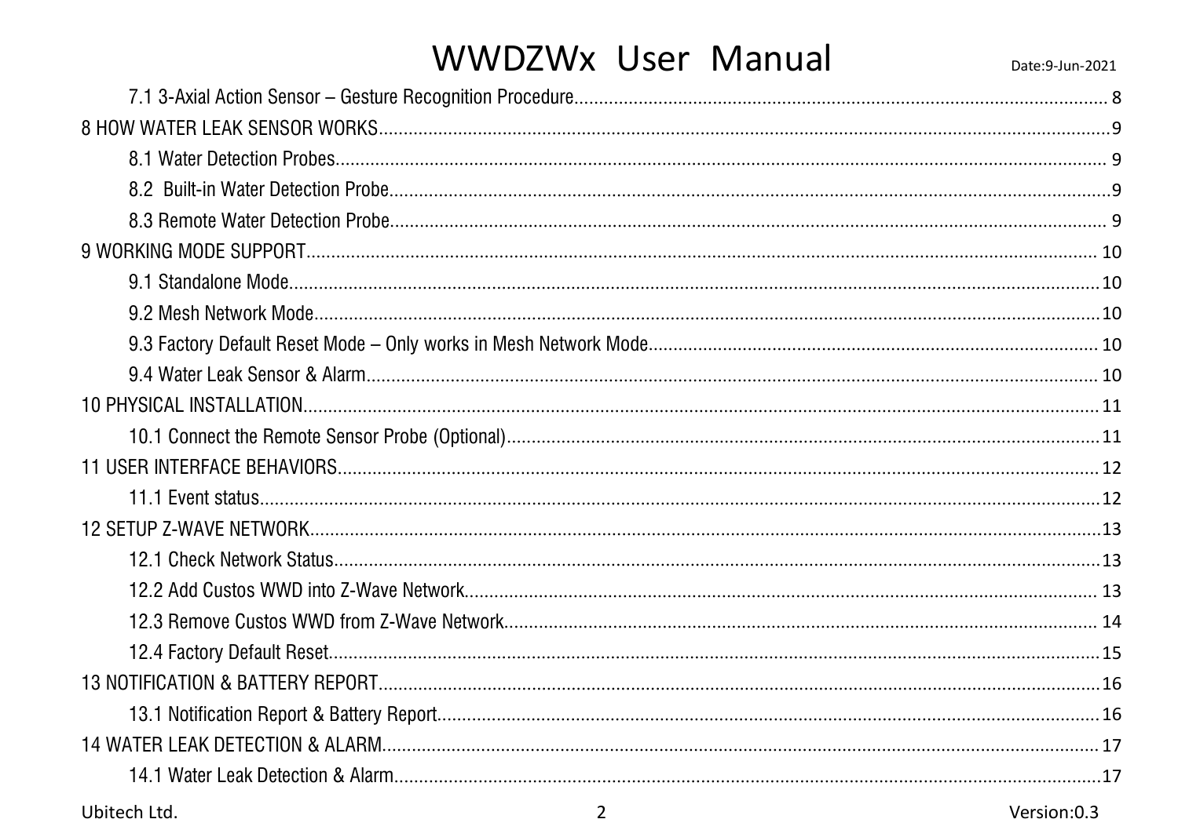7.1 3-Axial Action Sensor – Gesture Recognition Procedure........................................................................................................ 8

8 HOW WATER LEAK SENSOR WORKS.......................................................................................................................................9

8.1 Water Detection Probes.......................................................................................................................................... 9

8.2 Built-in Water Detection Probe...............................................................................................................................9

8.3 Remote Water Detection Probe............................................................................................................................. 9

9 WORKING MODE SUPPORT.................................................................................................................................................. 10

9.1 Standalone Mode...................................................................................................................................................10

9.2 Mesh Network Mode..............................................................................................................................................10

9.3 Factory Default Reset Mode – Only works in Mesh Network Mode......................................................................... 10

9.4 Water Leak Sensor & Alarm................................................................................................................................... 10

10 PHYSICAL INSTALLATION.....................................................................................................................................................11

10.1 Connect the Remote Sensor Probe (Optional)........................................................................................................11

11 USER INTERFACE BEHAVIORS...............................................................................................................................................12

11.1 Event status..........................................................................................................................................................12

12 SETUP Z-WAVE NETWORK.....................................................................................................................................................13

12.1 Check Network Status...........................................................................................................................................13

12.2 Add Custos WWD into Z-Wave Network................................................................................................................. 13

12.3 Remove Custos WWD from Z-Wave Network......................................................................................................... 14

12.4 Factory Default Reset............................................................................................................................................15

13 NOTIFICATION & BATTERY REPORT.......................................................................................................................................16

13.1 Notification Report & Battery Report.....................................................................................................................16

14 WATER LEAK DETECTION & ALARM.......................................................................................................................................17

14.1 Water Leak Detection & Alarm...............................................................................................................................17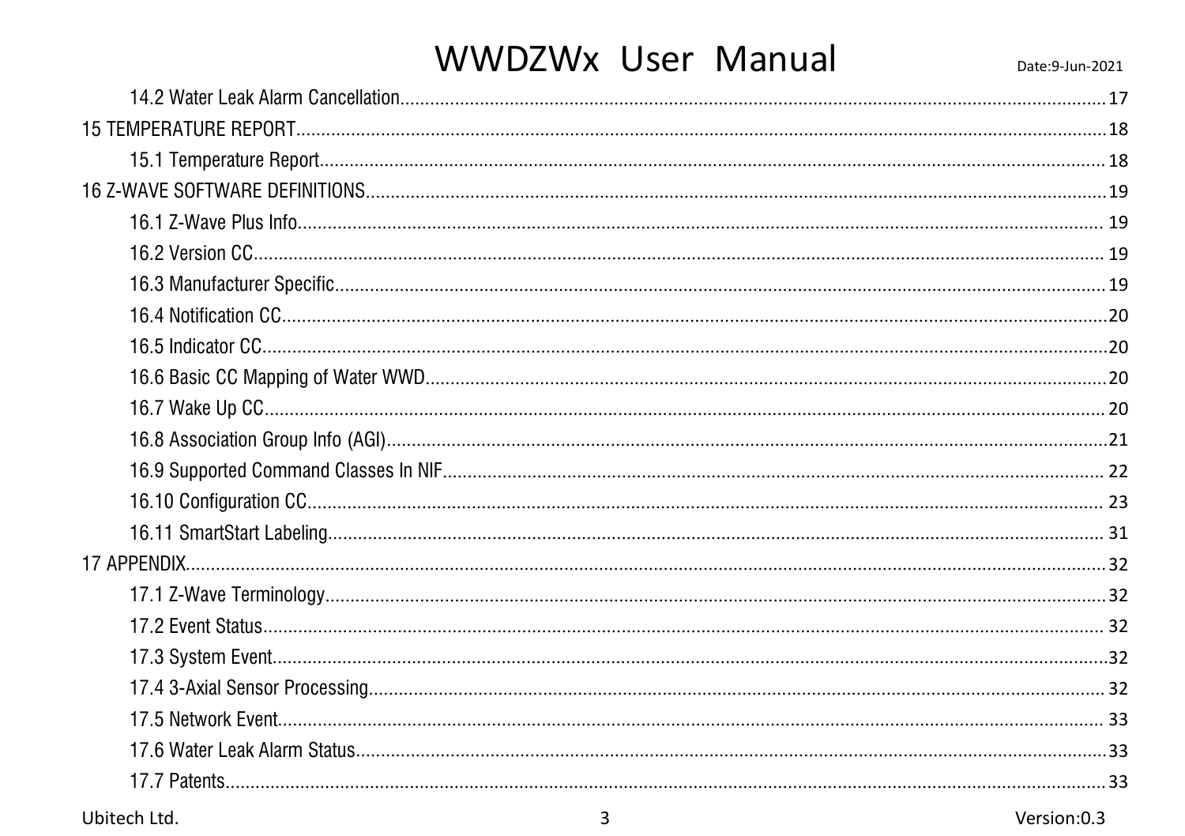14.2 Water Leak Alarm Cancellation........................................17

15 TEMPERATURE REPORT........................................18

15.1 Temperature Report........................................18

16 Z-WAVE SOFTWARE DEFINITIONS........................................19

16.1 Z-Wave Plus Info........................................19

16.2 Version CC........................................19

16.3 Manufacturer Specific........................................19

16.4 Notification CC........................................20

16.5 Indicator CC........................................20

16.6 Basic CC Mapping of Water WWD........................................20

16.7 Wake Up CC........................................20

16.8 Association Group Info (AGI)........................................21

16.9 Supported Command Classes In NIF........................................22

16.10 Configuration CC........................................23

16.11 SmartStart Labeling........................................31

17 APPENDIX........................................32

17.1 Z-Wave Terminology........................................32

17.2 Event Status........................................32

17.3 System Event........................................32

17.4 3-Axial Sensor Processing........................................32

17.5 Network Event........................................33

17.6 Water Leak Alarm Status........................................33

17.7 Patents........................................33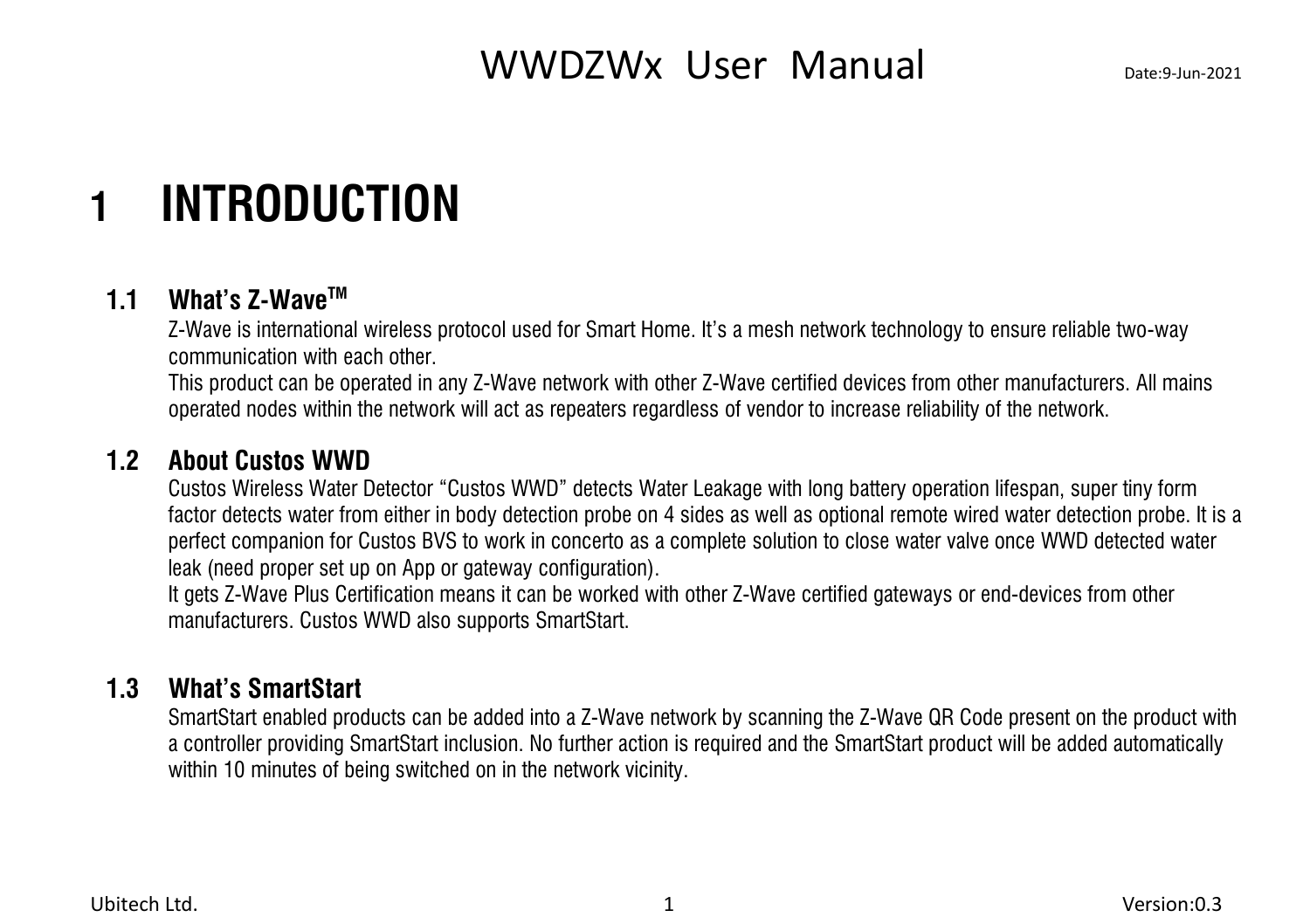# 1 INTRODUCTION

## 1.1 What's Z-Wave™

Z-Wave is international wireless protocol used for Smart Home. It's a mesh network technology to ensure reliable two-way communication with each other.
This product can be operated in any Z-Wave network with other Z-Wave certified devices from other manufacturers. All mains operated nodes within the network will act as repeaters regardless of vendor to increase reliability of the network.

## 1.2 About Custos WWD

Custos Wireless Water Detector "Custos WWD" detects Water Leakage with long battery operation lifespan, super tiny form factor detects water from either in body detection probe on 4 sides as well as optional remote wired water detection probe. It is a perfect companion for Custos BVS to work in concerto as a complete solution to close water valve once WWD detected water leak (need proper set up on App or gateway configuration).
It gets Z-Wave Plus Certification means it can be worked with other Z-Wave certified gateways or end-devices from other manufacturers. Custos WWD also supports SmartStart.

## 1.3 What's SmartStart

SmartStart enabled products can be added into a Z-Wave network by scanning the Z-Wave QR Code present on the product with a controller providing SmartStart inclusion. No further action is required and the SmartStart product will be added automatically within 10 minutes of being switched on in the network vicinity.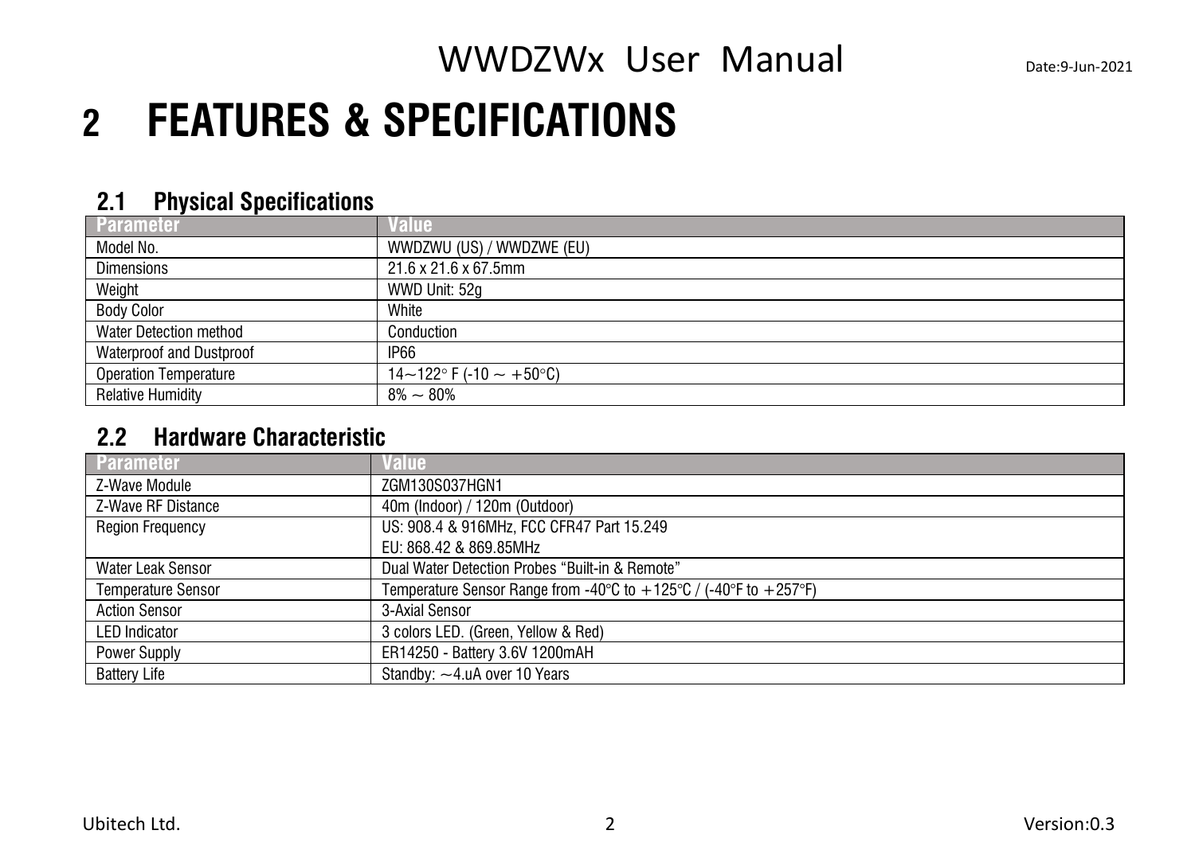# 2 FEATURES & SPECIFICATIONS

## 2.1 Physical Specifications

| Parameter | Value |
| --- | --- |
| Model No. | WWDZWU (US) / WWDZWE (EU) |
| Dimensions | 21.6 x 21.6 x 67.5mm |
| Weight | WWD Unit: 52g |
| Body Color | White |
| Water Detection method | Conduction |
| Waterproof and Dustproof | IP66 |
| Operation Temperature | 14～122° F (-10 ～ +50°C) |
| Relative Humidity | 8% ～ 80% |

## 2.2 Hardware Characteristic

| Parameter | Value |
| --- | --- |
| Z-Wave Module | ZGM130S037HGN1 |
| Z-Wave RF Distance | 40m (Indoor) / 120m (Outdoor) |
| Region Frequency | US: 908.4 & 916MHz, FCC CFR47 Part 15.249<br>EU: 868.42 & 869.85MHz |
| Water Leak Sensor | Dual Water Detection Probes "Built-in & Remote" |
| Temperature Sensor | Temperature Sensor Range from -40℃ to +125℃ / (-40°F to +257°F) |
| Action Sensor | 3-Axial Sensor |
| LED Indicator | 3 colors LED. (Green, Yellow & Red) |
| Power Supply | ER14250 - Battery 3.6V 1200mAH |
| Battery Life | Standby: ～4.uA over 10 Years |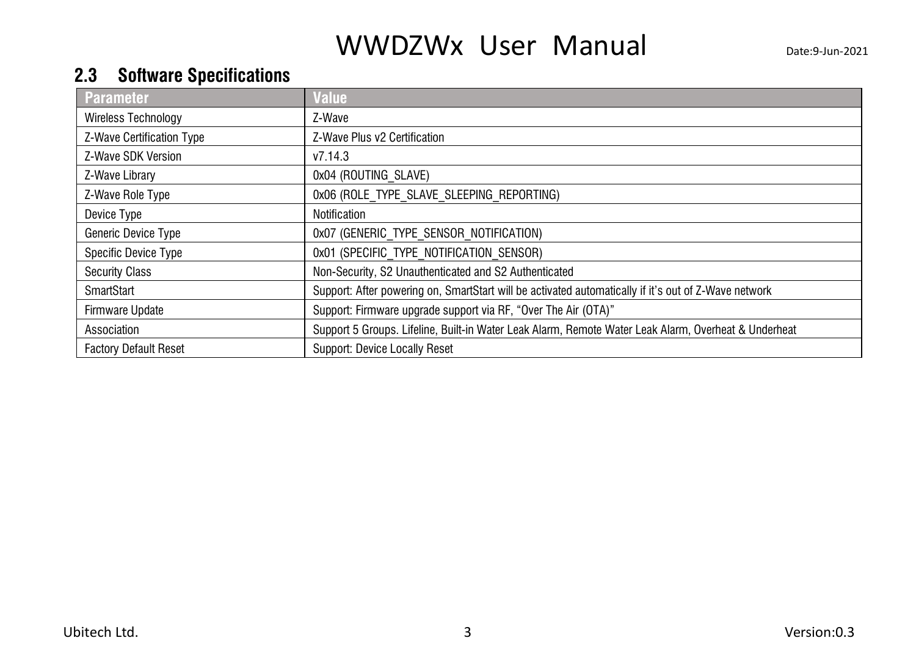## 2.3 Software Specifications

| Parameter | Value |
|---|---|
| Wireless Technology | Z-Wave |
| Z-Wave Certification Type | Z-Wave Plus v2 Certification |
| Z-Wave SDK Version | v7.14.3 |
| Z-Wave Library | 0x04 (ROUTING_SLAVE) |
| Z-Wave Role Type | 0x06 (ROLE_TYPE_SLAVE_SLEEPING_REPORTING) |
| Device Type | Notification |
| Generic Device Type | 0x07 (GENERIC_TYPE_SENSOR_NOTIFICATION) |
| Specific Device Type | 0x01 (SPECIFIC_TYPE_NOTIFICATION_SENSOR) |
| Security Class | Non-Security, S2 Unauthenticated and S2 Authenticated |
| SmartStart | Support: After powering on, SmartStart will be activated automatically if it's out of Z-Wave network |
| Firmware Update | Support: Firmware upgrade support via RF, "Over The Air (OTA)" |
| Association | Support 5 Groups. Lifeline, Built-in Water Leak Alarm, Remote Water Leak Alarm, Overheat & Underheat |
| Factory Default Reset | Support: Device Locally Reset |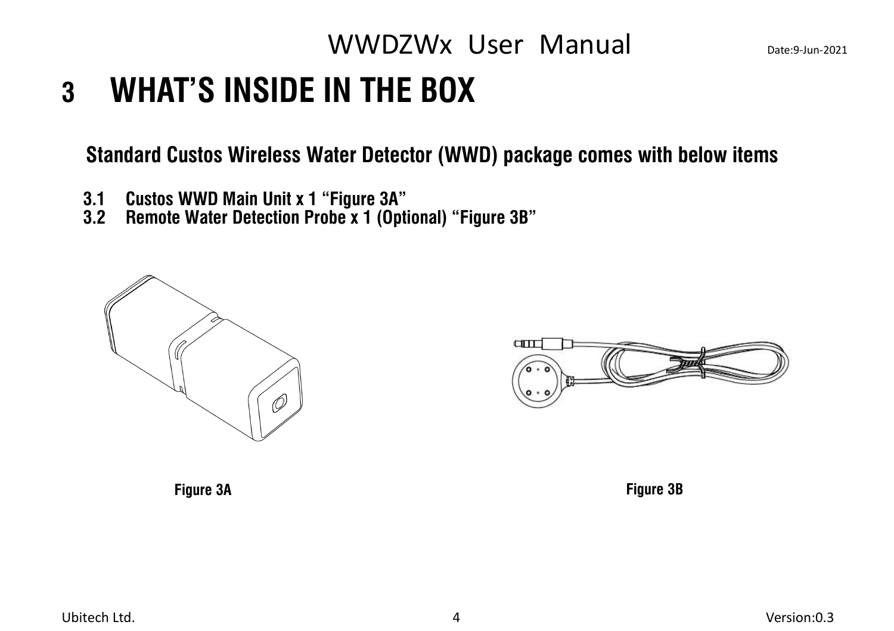# 3 WHAT'S INSIDE IN THE BOX

**Standard Custos Wireless Water Detector (WWD) package comes with below items**

**3.1 Custos WWD Main Unit x 1 "Figure 3A"**
**3.2 Remote Water Detection Probe x 1 (Optional) "Figure 3B"**

**Figure 3A**

**Figure 3B**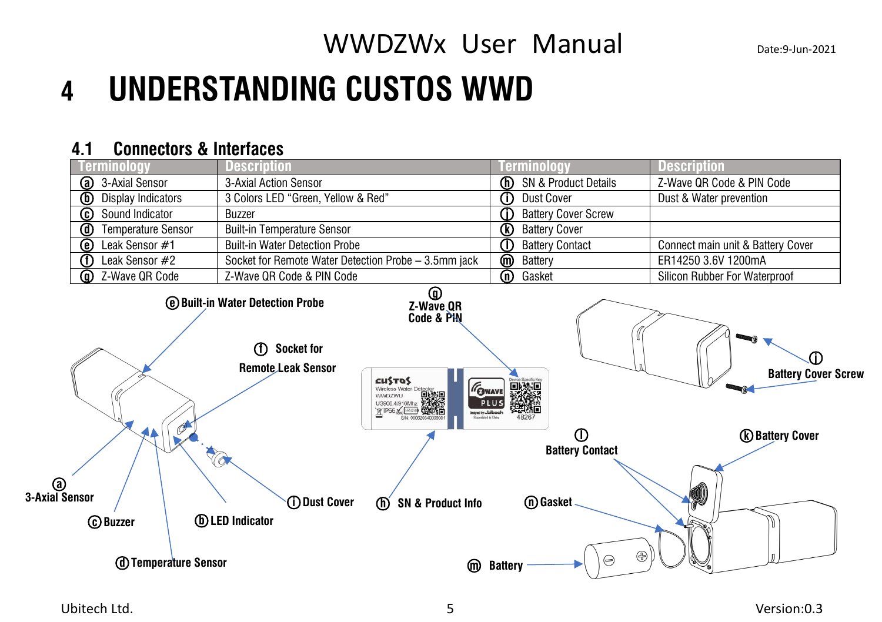# 4 UNDERSTANDING CUSTOS WWD

## 4.1 Connectors & Interfaces

| Terminology | Description | Terminology | Description |
|---|---|---|---|
| ⓐ 3-Axial Sensor | 3-Axial Action Sensor | ⓗ SN & Product Details | Z-Wave QR Code & PIN Code |
| ⓑ Display Indicators | 3 Colors LED "Green, Yellow & Red" | ⓘ Dust Cover | Dust & Water prevention |
| ⓒ Sound Indicator | Buzzer | ⓙ Battery Cover Screw | |
| ⓓ Temperature Sensor | Built-in Temperature Sensor | ⓚ Battery Cover | |
| ⓔ Leak Sensor #1 | Built-in Water Detection Probe | ⓛ Battery Contact | Connect main unit & Battery Cover |
| ⓕ Leak Sensor #2 | Socket for Remote Water Detection Probe – 3.5mm jack | ⓜ Battery | ER14250 3.6V 1200mA |
| ⓖ Z-Wave QR Code | Z-Wave QR Code & PIN Code | ⓝ Gasket | Silicon Rubber For Waterproof |

ⓔ Built-in Water Detection Probe

ⓖ Z-Wave QR Code & PIN

ⓙ Battery Cover Screw

ⓕ Socket for Remote Leak Sensor

ⓛ Battery Contact

ⓚ Battery Cover

ⓐ 3-Axial Sensor

ⓒ Buzzer

ⓑ LED Indicator

ⓘ Dust Cover

ⓗ SN & Product Info

ⓝ Gasket

ⓓ Temperature Sensor

ⓜ Battery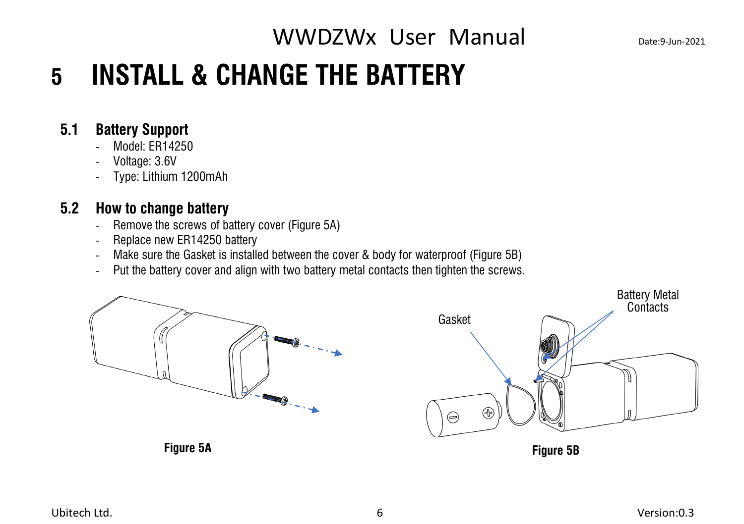# 5 INSTALL & CHANGE THE BATTERY

## 5.1 Battery Support

- Model: ER14250
- Voltage: 3.6V
- Type: Lithium 1200mAh

## 5.2 How to change battery

- Remove the screws of battery cover (Figure 5A)
- Replace new ER14250 battery
- Make sure the Gasket is installed between the cover & body for waterproof (Figure 5B)
- Put the battery cover and align with two battery metal contacts then tighten the screws.

**Figure 5A**

Gasket

Battery Metal Contacts

**Figure 5B**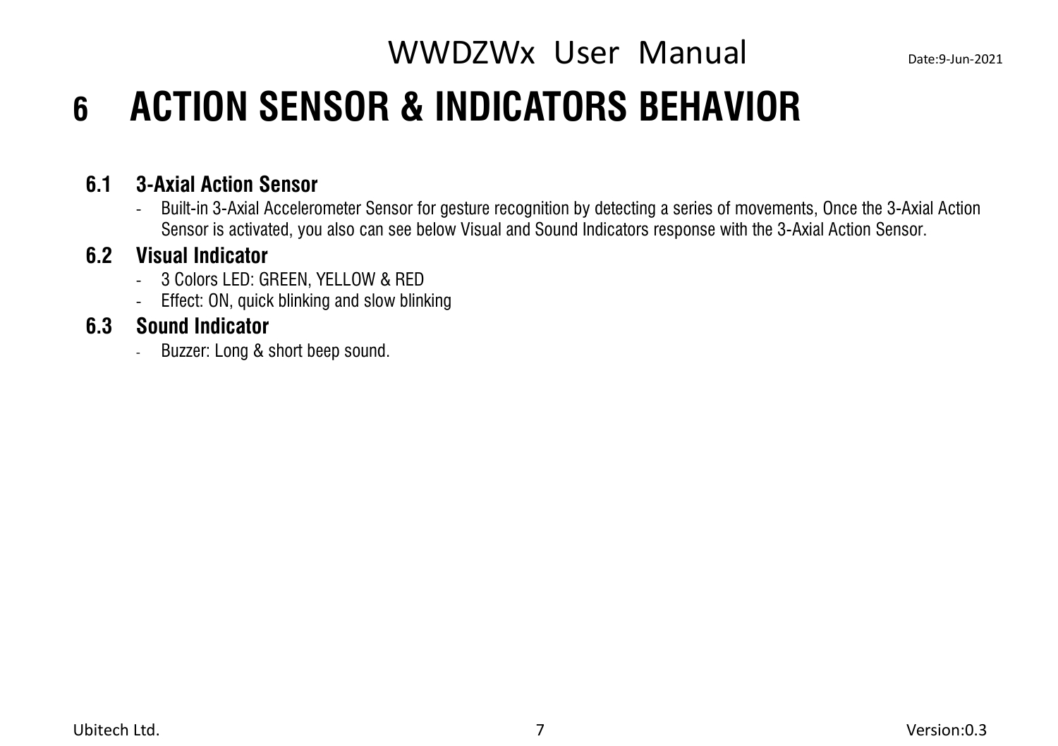# 6 ACTION SENSOR & INDICATORS BEHAVIOR

## 6.1 3-Axial Action Sensor

- Built-in 3-Axial Accelerometer Sensor for gesture recognition by detecting a series of movements, Once the 3-Axial Action Sensor is activated, you also can see below Visual and Sound Indicators response with the 3-Axial Action Sensor.

## 6.2 Visual Indicator

- 3 Colors LED: GREEN, YELLOW & RED
- Effect: ON, quick blinking and slow blinking

## 6.3 Sound Indicator

- Buzzer: Long & short beep sound.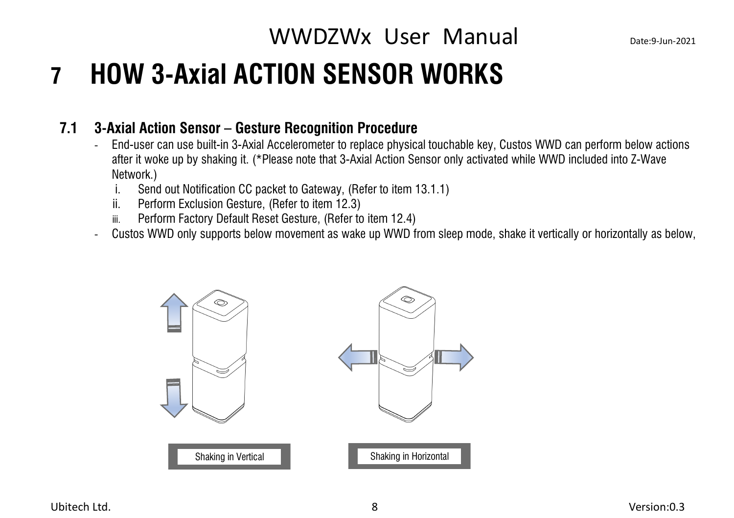# 7 HOW 3-Axial ACTION SENSOR WORKS

## 7.1 3-Axial Action Sensor – Gesture Recognition Procedure

- End-user can use built-in 3-Axial Accelerometer to replace physical touchable key, Custos WWD can perform below actions after it woke up by shaking it. (*Please note that 3-Axial Action Sensor only activated while WWD included into Z-Wave Network.)
  i. Send out Notification CC packet to Gateway, (Refer to item 13.1.1)
  ii. Perform Exclusion Gesture, (Refer to item 12.3)
  iii. Perform Factory Default Reset Gesture, (Refer to item 12.4)
- Custos WWD only supports below movement as wake up WWD from sleep mode, shake it vertically or horizontally as below,

Shaking in Vertical

Shaking in Horizontal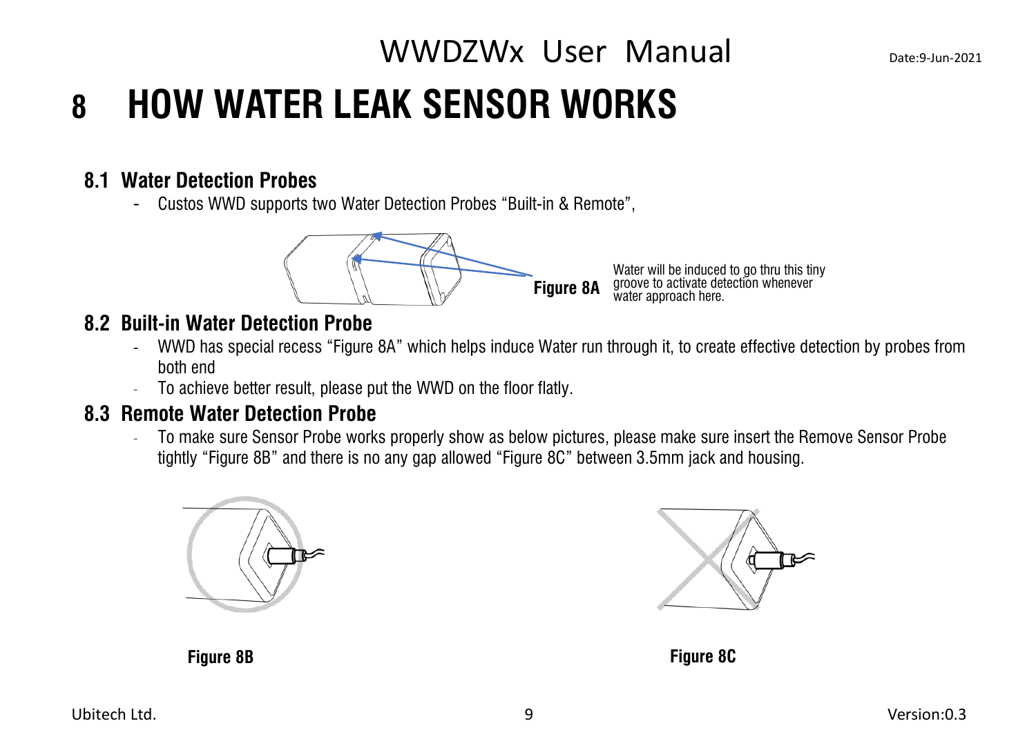# 8 HOW WATER LEAK SENSOR WORKS

## 8.1 Water Detection Probes

- Custos WWD supports two Water Detection Probes "Built-in & Remote",

**Figure 8A** Water will be induced to go thru this tiny groove to activate detection whenever water approach here.

## 8.2 Built-in Water Detection Probe

- WWD has special recess "Figure 8A" which helps induce Water run through it, to create effective detection by probes from both end
- To achieve better result, please put the WWD on the floor flatly.

## 8.3 Remote Water Detection Probe

- To make sure Sensor Probe works properly show as below pictures, please make sure insert the Remove Sensor Probe tightly "Figure 8B" and there is no any gap allowed "Figure 8C" between 3.5mm jack and housing.

**Figure 8B**

**Figure 8C**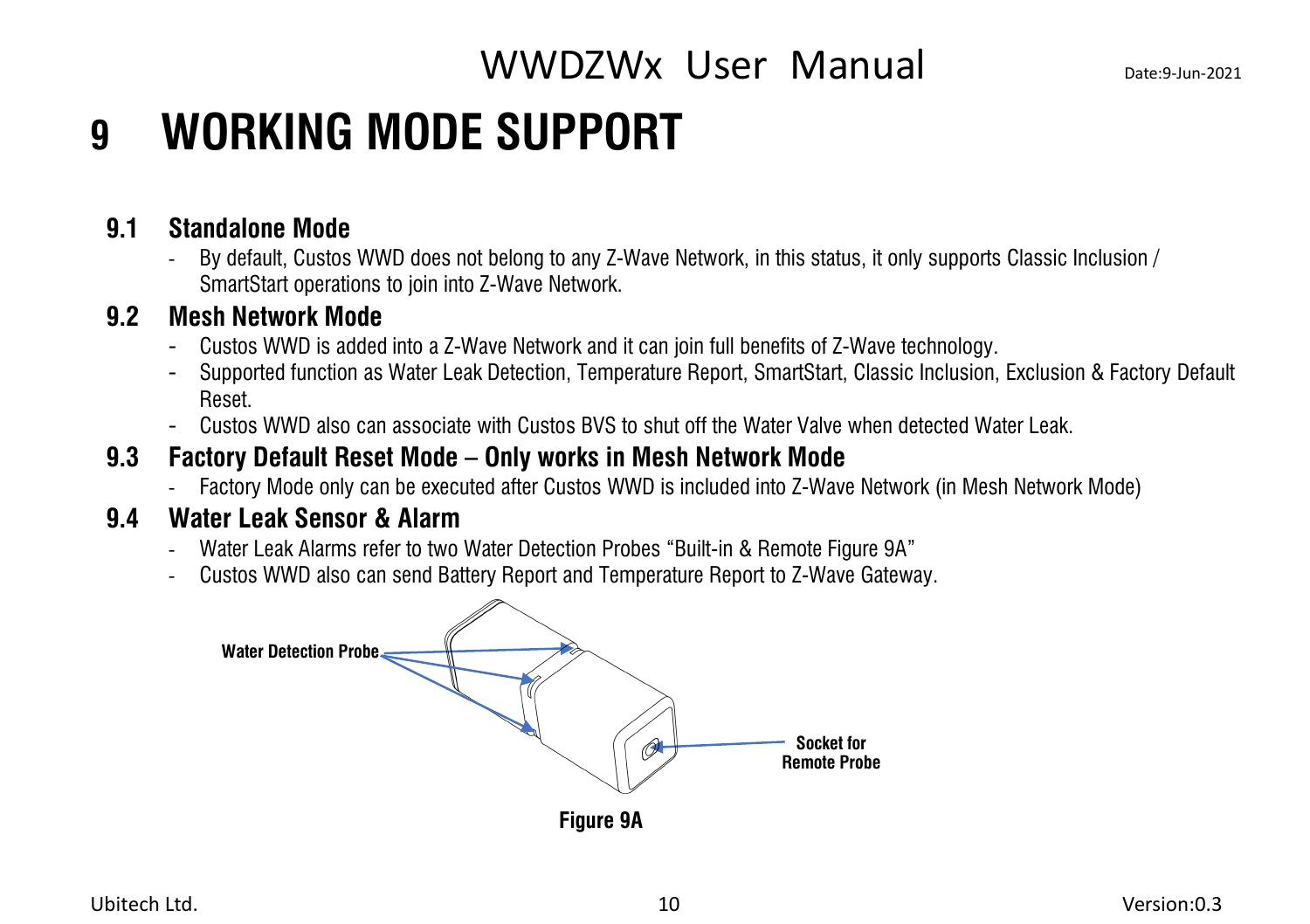# 9 WORKING MODE SUPPORT

## 9.1 Standalone Mode

- By default, Custos WWD does not belong to any Z-Wave Network, in this status, it only supports Classic Inclusion / SmartStart operations to join into Z-Wave Network.

## 9.2 Mesh Network Mode

- Custos WWD is added into a Z-Wave Network and it can join full benefits of Z-Wave technology.
- Supported function as Water Leak Detection, Temperature Report, SmartStart, Classic Inclusion, Exclusion & Factory Default Reset.
- Custos WWD also can associate with Custos BVS to shut off the Water Valve when detected Water Leak.

## 9.3 Factory Default Reset Mode – Only works in Mesh Network Mode

- Factory Mode only can be executed after Custos WWD is included into Z-Wave Network (in Mesh Network Mode)

## 9.4 Water Leak Sensor & Alarm

- Water Leak Alarms refer to two Water Detection Probes "Built-in & Remote Figure 9A"
- Custos WWD also can send Battery Report and Temperature Report to Z-Wave Gateway.

Water Detection Probe

Socket for Remote Probe

**Figure 9A**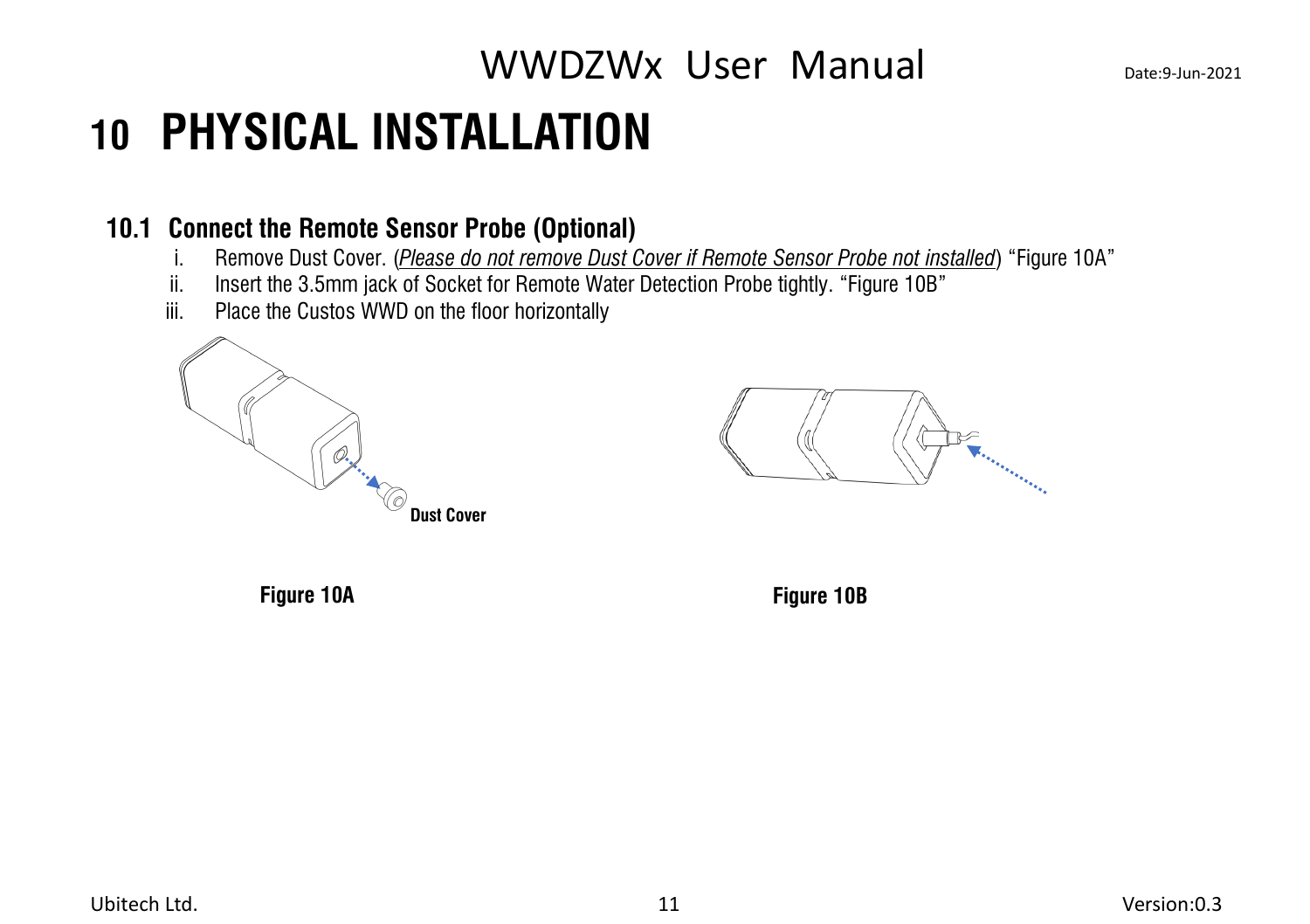# 10 PHYSICAL INSTALLATION

## 10.1 Connect the Remote Sensor Probe (Optional)

i. Remove Dust Cover. (*Please do not remove Dust Cover if Remote Sensor Probe not installed*) "Figure 10A"

ii. Insert the 3.5mm jack of Socket for Remote Water Detection Probe tightly. "Figure 10B"

iii. Place the Custos WWD on the floor horizontally

Dust Cover

**Figure 10A**

**Figure 10B**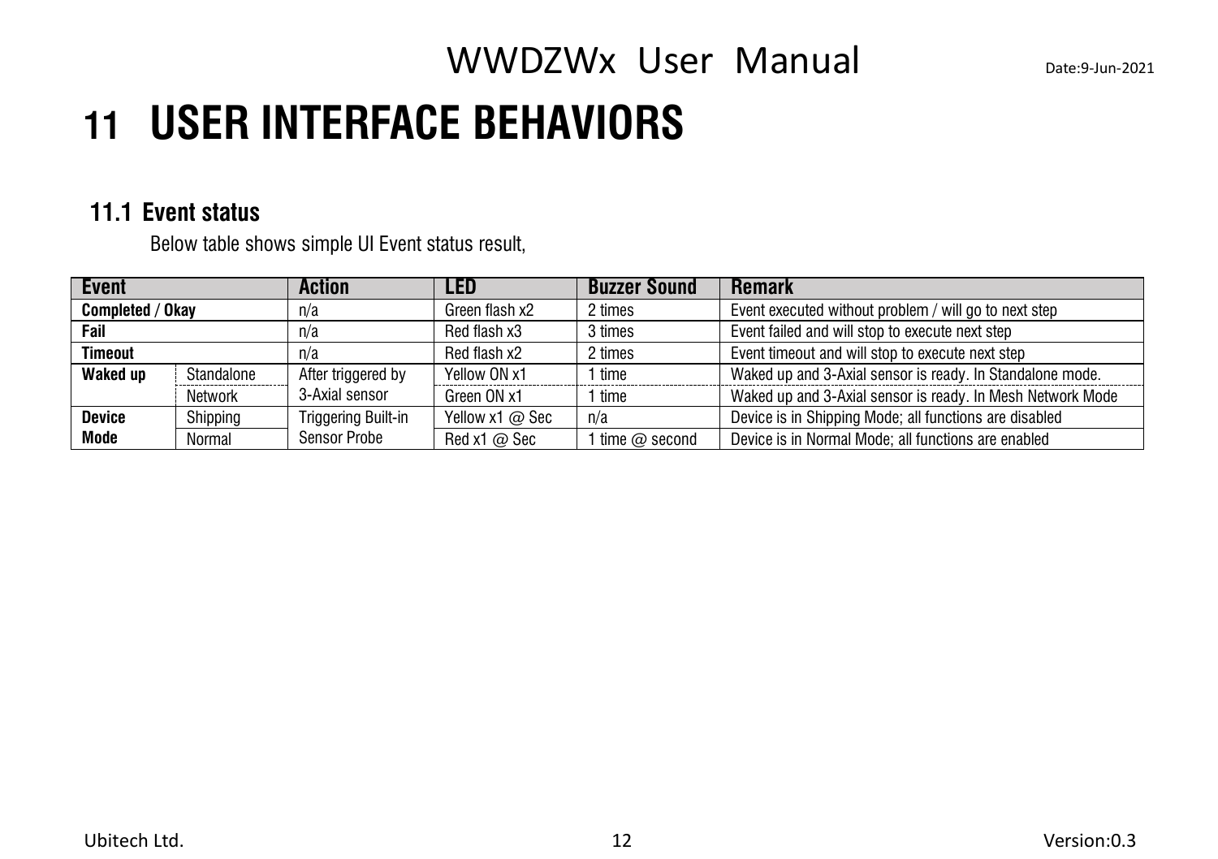# 11 USER INTERFACE BEHAVIORS

## 11.1 Event status

Below table shows simple UI Event status result,

| Event | | Action | LED | Buzzer Sound | Remark |
|---|---|---|---|---|---|
| **Completed / Okay** | | n/a | Green flash x2 | 2 times | Event executed without problem / will go to next step |
| **Fail** | | n/a | Red flash x3 | 3 times | Event failed and will stop to execute next step |
| **Timeout** | | n/a | Red flash x2 | 2 times | Event timeout and will stop to execute next step |
| **Waked up** | Standalone | After triggered by 3-Axial sensor | Yellow ON x1 | 1 time | Waked up and 3-Axial sensor is ready. In Standalone mode. |
| | Network | | Green ON x1 | 1 time | Waked up and 3-Axial sensor is ready. In Mesh Network Mode |
| **Device Mode** | Shipping | Triggering Built-in Sensor Probe | Yellow x1 @ Sec | n/a | Device is in Shipping Mode; all functions are disabled |
| | Normal | | Red x1 @ Sec | 1 time @ second | Device is in Normal Mode; all functions are enabled |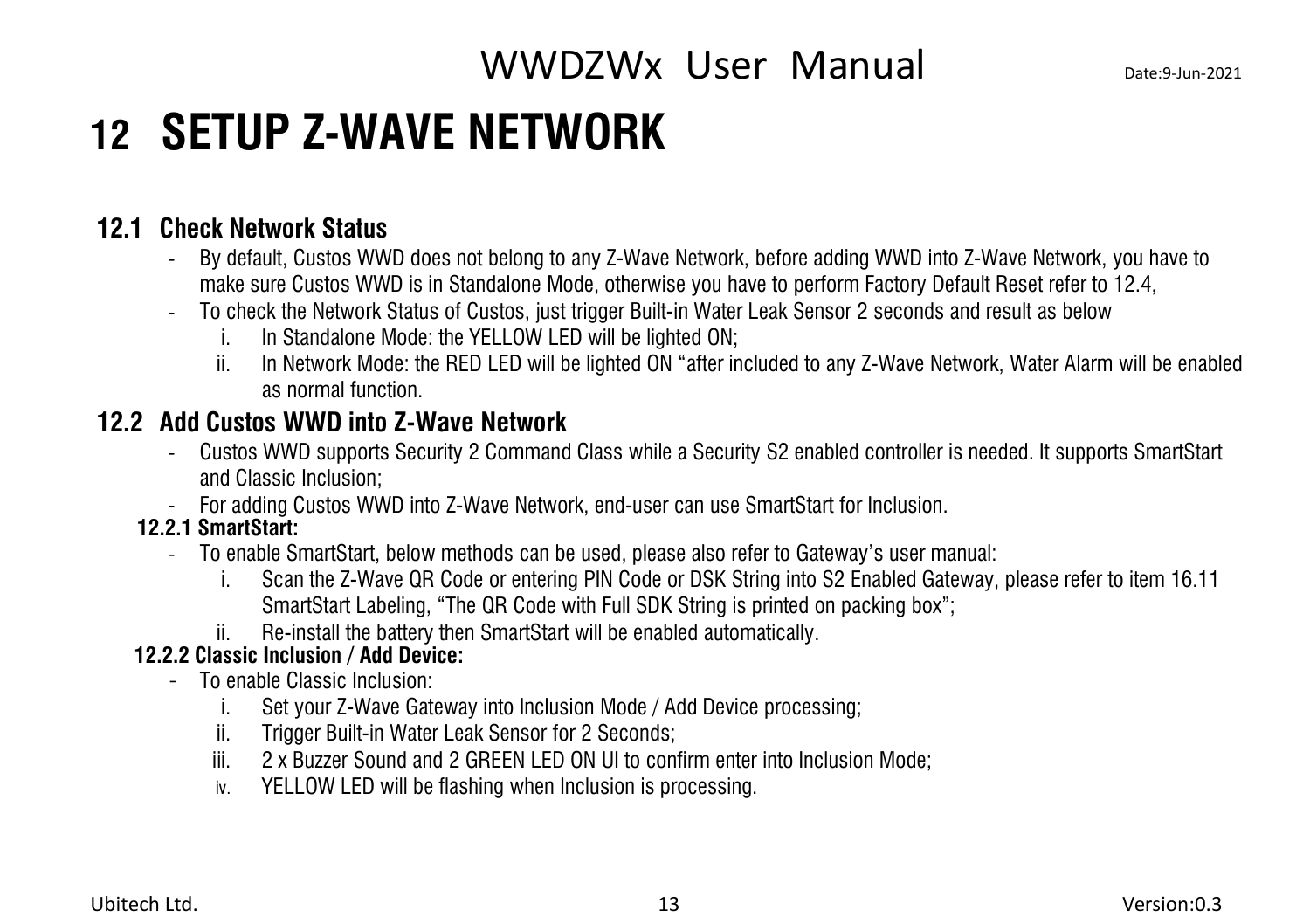# 12 SETUP Z-WAVE NETWORK

## 12.1 Check Network Status

- By default, Custos WWD does not belong to any Z-Wave Network, before adding WWD into Z-Wave Network, you have to make sure Custos WWD is in Standalone Mode, otherwise you have to perform Factory Default Reset refer to 12.4,
- To check the Network Status of Custos, just trigger Built-in Water Leak Sensor 2 seconds and result as below
  - i. In Standalone Mode: the YELLOW LED will be lighted ON;
  - ii. In Network Mode: the RED LED will be lighted ON "after included to any Z-Wave Network, Water Alarm will be enabled as normal function.

## 12.2 Add Custos WWD into Z-Wave Network

- Custos WWD supports Security 2 Command Class while a Security S2 enabled controller is needed. It supports SmartStart and Classic Inclusion;
- For adding Custos WWD into Z-Wave Network, end-user can use SmartStart for Inclusion.

### 12.2.1 SmartStart:

- To enable SmartStart, below methods can be used, please also refer to Gateway's user manual:
  - i. Scan the Z-Wave QR Code or entering PIN Code or DSK String into S2 Enabled Gateway, please refer to item 16.11 SmartStart Labeling, "The QR Code with Full SDK String is printed on packing box";
  - ii. Re-install the battery then SmartStart will be enabled automatically.

### 12.2.2 Classic Inclusion / Add Device:

- To enable Classic Inclusion:
  - i. Set your Z-Wave Gateway into Inclusion Mode / Add Device processing;
  - ii. Trigger Built-in Water Leak Sensor for 2 Seconds;
  - iii. 2 x Buzzer Sound and 2 GREEN LED ON UI to confirm enter into Inclusion Mode;
  - iv. YELLOW LED will be flashing when Inclusion is processing.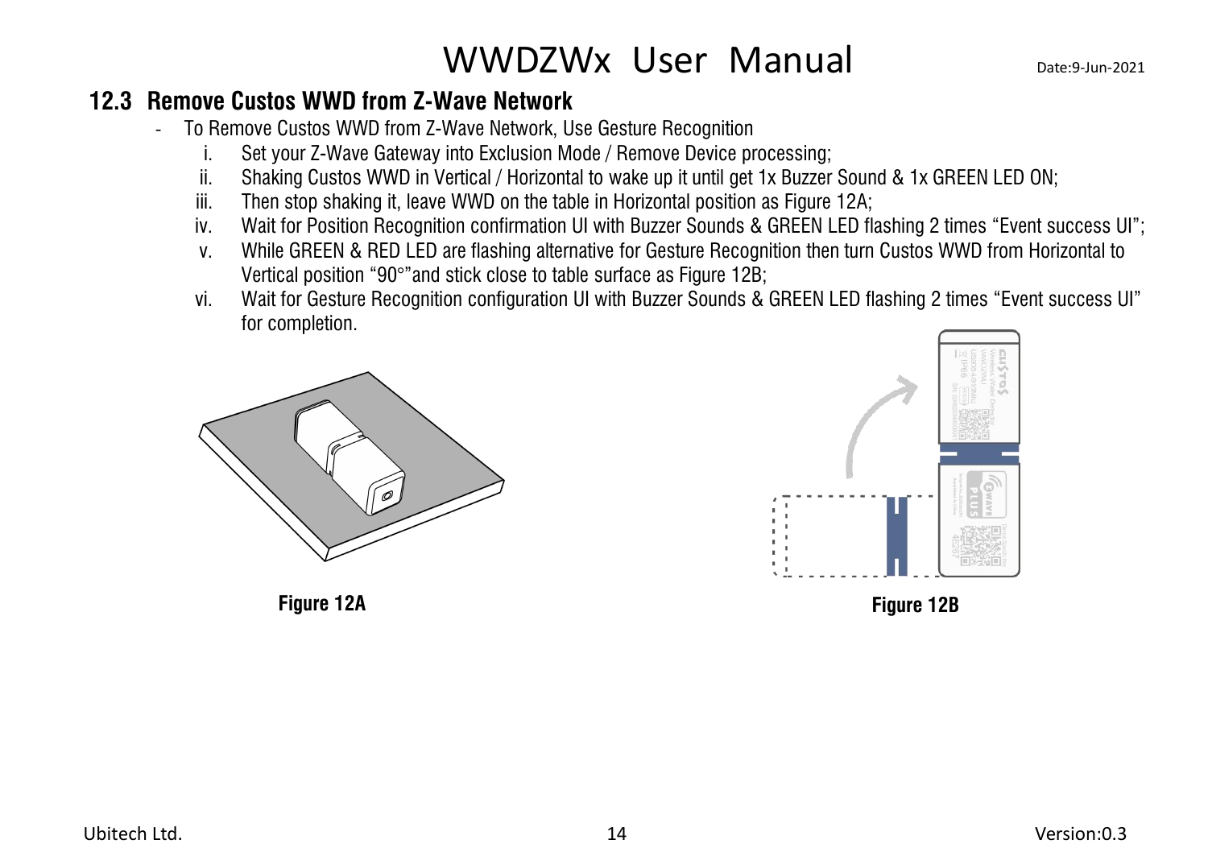## 12.3 Remove Custos WWD from Z-Wave Network

- To Remove Custos WWD from Z-Wave Network, Use Gesture Recognition
  i. Set your Z-Wave Gateway into Exclusion Mode / Remove Device processing;
  ii. Shaking Custos WWD in Vertical / Horizontal to wake up it until get 1x Buzzer Sound & 1x GREEN LED ON;
  iii. Then stop shaking it, leave WWD on the table in Horizontal position as Figure 12A;
  iv. Wait for Position Recognition confirmation UI with Buzzer Sounds & GREEN LED flashing 2 times "Event success UI";
  v. While GREEN & RED LED are flashing alternative for Gesture Recognition then turn Custos WWD from Horizontal to Vertical position "90°"and stick close to table surface as Figure 12B;
  vi. Wait for Gesture Recognition configuration UI with Buzzer Sounds & GREEN LED flashing 2 times "Event success UI" for completion.

**Figure 12A**

**Figure 12B**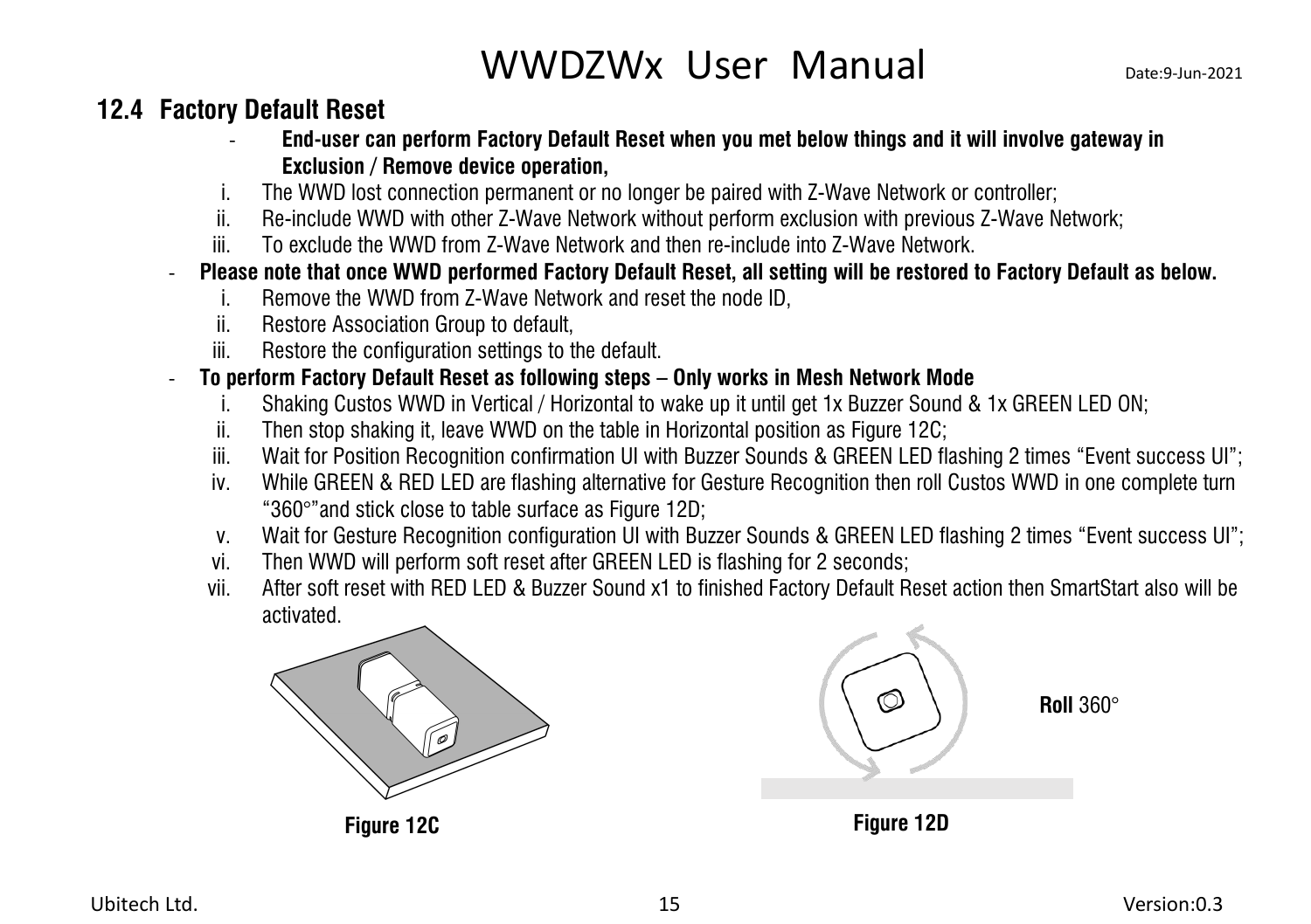## 12.4 Factory Default Reset

- **End-user can perform Factory Default Reset when you met below things and it will involve gateway in Exclusion / Remove device operation,**
    i. The WWD lost connection permanent or no longer be paired with Z-Wave Network or controller;
    ii. Re-include WWD with other Z-Wave Network without perform exclusion with previous Z-Wave Network;
    iii. To exclude the WWD from Z-Wave Network and then re-include into Z-Wave Network.
- **Please note that once WWD performed Factory Default Reset, all setting will be restored to Factory Default as below.**
    i. Remove the WWD from Z-Wave Network and reset the node ID,
    ii. Restore Association Group to default,
    iii. Restore the configuration settings to the default.
- **To perform Factory Default Reset as following steps – Only works in Mesh Network Mode**
    i. Shaking Custos WWD in Vertical / Horizontal to wake up it until get 1x Buzzer Sound & 1x GREEN LED ON;
    ii. Then stop shaking it, leave WWD on the table in Horizontal position as Figure 12C;
    iii. Wait for Position Recognition confirmation UI with Buzzer Sounds & GREEN LED flashing 2 times "Event success UI";
    iv. While GREEN & RED LED are flashing alternative for Gesture Recognition then roll Custos WWD in one complete turn "360°"and stick close to table surface as Figure 12D;
    v. Wait for Gesture Recognition configuration UI with Buzzer Sounds & GREEN LED flashing 2 times "Event success UI";
    vi. Then WWD will perform soft reset after GREEN LED is flashing for 2 seconds;
    vii. After soft reset with RED LED & Buzzer Sound x1 to finished Factory Default Reset action then SmartStart also will be activated.

**Figure 12C**

**Roll** 360°

**Figure 12D**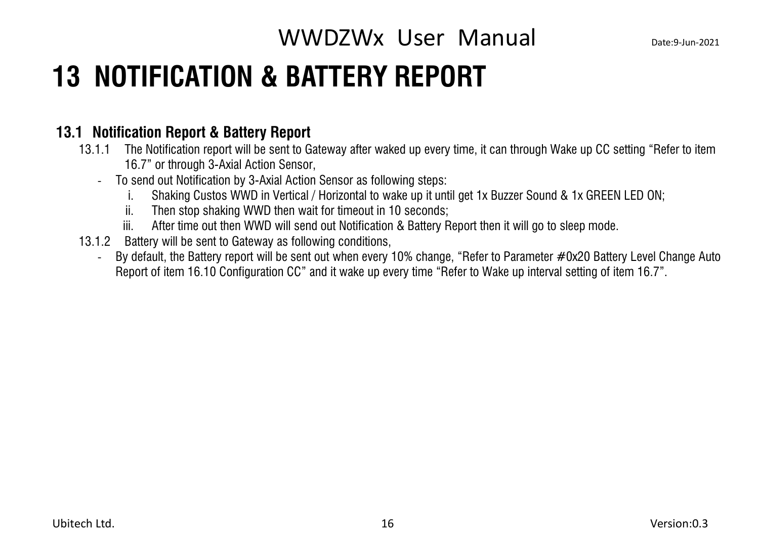# 13 NOTIFICATION & BATTERY REPORT

## 13.1 Notification Report & Battery Report

13.1.1 The Notification report will be sent to Gateway after waked up every time, it can through Wake up CC setting "Refer to item 16.7" or through 3-Axial Action Sensor,

- To send out Notification by 3-Axial Action Sensor as following steps:
  i. Shaking Custos WWD in Vertical / Horizontal to wake up it until get 1x Buzzer Sound & 1x GREEN LED ON;
  ii. Then stop shaking WWD then wait for timeout in 10 seconds;
  iii. After time out then WWD will send out Notification & Battery Report then it will go to sleep mode.

13.1.2 Battery will be sent to Gateway as following conditions,

- By default, the Battery report will be sent out when every 10% change, "Refer to Parameter #0x20 Battery Level Change Auto Report of item 16.10 Configuration CC" and it wake up every time "Refer to Wake up interval setting of item 16.7".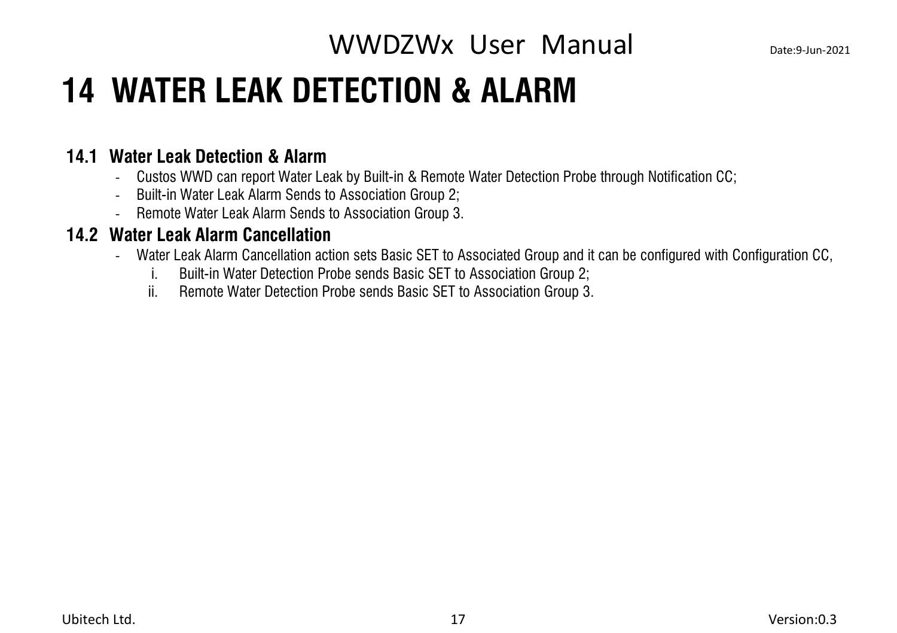# 14 WATER LEAK DETECTION & ALARM

## 14.1 Water Leak Detection & Alarm

- Custos WWD can report Water Leak by Built-in & Remote Water Detection Probe through Notification CC;
- Built-in Water Leak Alarm Sends to Association Group 2;
- Remote Water Leak Alarm Sends to Association Group 3.

## 14.2 Water Leak Alarm Cancellation

- Water Leak Alarm Cancellation action sets Basic SET to Associated Group and it can be configured with Configuration CC,
  i. Built-in Water Detection Probe sends Basic SET to Association Group 2;
  ii. Remote Water Detection Probe sends Basic SET to Association Group 3.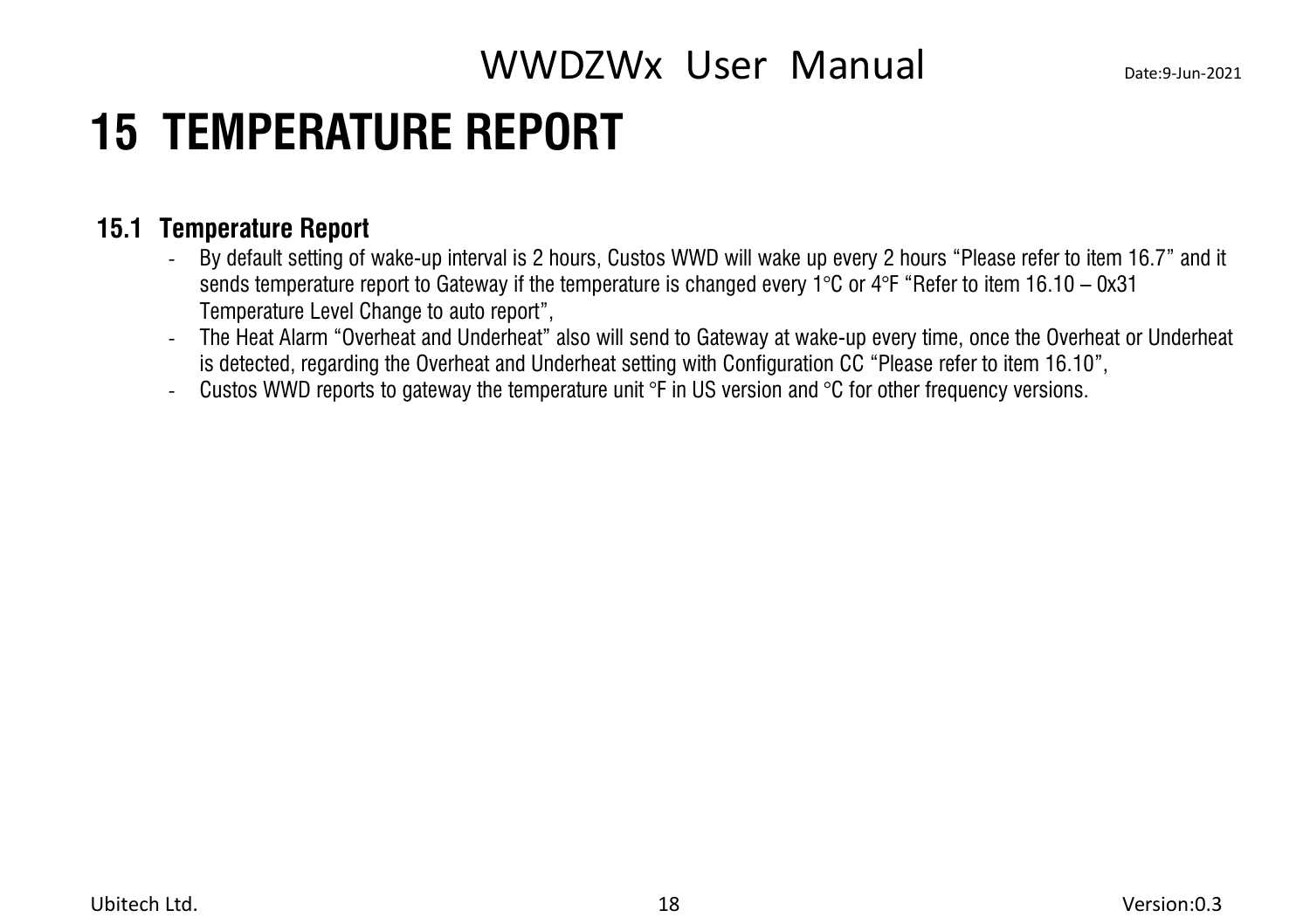# 15 TEMPERATURE REPORT

## 15.1 Temperature Report

- By default setting of wake-up interval is 2 hours, Custos WWD will wake up every 2 hours “Please refer to item 16.7” and it sends temperature report to Gateway if the temperature is changed every 1°C or 4°F “Refer to item 16.10 – 0x31 Temperature Level Change to auto report”,
- The Heat Alarm “Overheat and Underheat” also will send to Gateway at wake-up every time, once the Overheat or Underheat is detected, regarding the Overheat and Underheat setting with Configuration CC “Please refer to item 16.10”,
- Custos WWD reports to gateway the temperature unit °F in US version and °C for other frequency versions.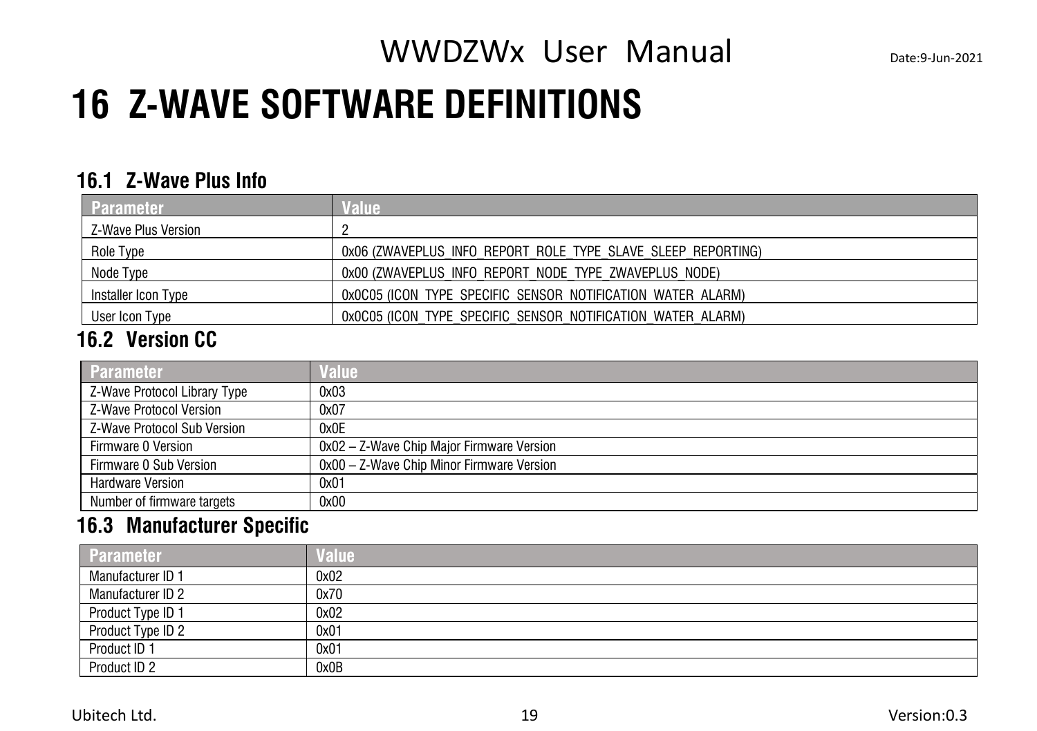# 16 Z-WAVE SOFTWARE DEFINITIONS

## 16.1 Z-Wave Plus Info

| Parameter | Value |
|---|---|
| Z-Wave Plus Version | 2 |
| Role Type | 0x06 (ZWAVEPLUS_INFO_REPORT_ROLE_TYPE_SLAVE_SLEEP_REPORTING) |
| Node Type | 0x00 (ZWAVEPLUS_INFO_REPORT_NODE_TYPE_ZWAVEPLUS_NODE) |
| Installer Icon Type | 0x0C05 (ICON_TYPE_SPECIFIC_SENSOR_NOTIFICATION_WATER_ALARM) |
| User Icon Type | 0x0C05 (ICON_TYPE_SPECIFIC_SENSOR_NOTIFICATION_WATER_ALARM) |

## 16.2 Version CC

| Parameter | Value |
|---|---|
| Z-Wave Protocol Library Type | 0x03 |
| Z-Wave Protocol Version | 0x07 |
| Z-Wave Protocol Sub Version | 0x0E |
| Firmware 0 Version | 0x02 – Z-Wave Chip Major Firmware Version |
| Firmware 0 Sub Version | 0x00 – Z-Wave Chip Minor Firmware Version |
| Hardware Version | 0x01 |
| Number of firmware targets | 0x00 |

## 16.3 Manufacturer Specific

| Parameter | Value |
|---|---|
| Manufacturer ID 1 | 0x02 |
| Manufacturer ID 2 | 0x70 |
| Product Type ID 1 | 0x02 |
| Product Type ID 2 | 0x01 |
| Product ID 1 | 0x01 |
| Product ID 2 | 0x0B |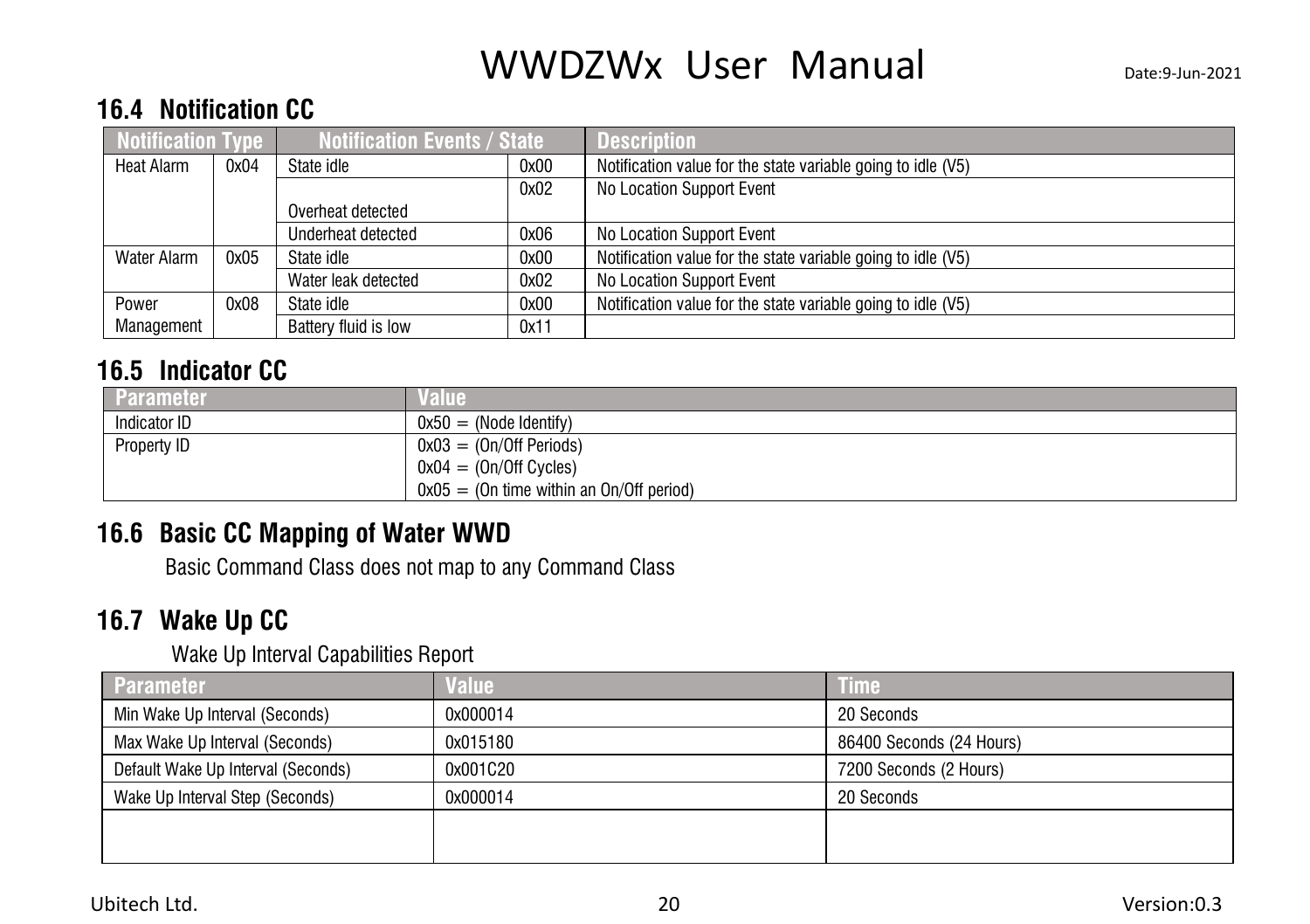## 16.4 Notification CC

| Notification Type | | Notification Events / State | | Description |
|---|---|---|---|---|
| Heat Alarm | 0x04 | State idle | 0x00 | Notification value for the state variable going to idle (V5) |
| | | Overheat detected | 0x02 | No Location Support Event |
| | | Underheat detected | 0x06 | No Location Support Event |
| Water Alarm | 0x05 | State idle | 0x00 | Notification value for the state variable going to idle (V5) |
| | | Water leak detected | 0x02 | No Location Support Event |
| Power Management | 0x08 | State idle | 0x00 | Notification value for the state variable going to idle (V5) |
| | | Battery fluid is low | 0x11 | |

## 16.5 Indicator CC

| Parameter | Value |
|---|---|
| Indicator ID | 0x50 = (Node Identify) |
| Property ID | 0x03 = (On/Off Periods)<br>0x04 = (On/Off Cycles)<br>0x05 = (On time within an On/Off period) |

## 16.6 Basic CC Mapping of Water WWD

Basic Command Class does not map to any Command Class

## 16.7 Wake Up CC

Wake Up Interval Capabilities Report

| Parameter | Value | Time |
|---|---|---|
| Min Wake Up Interval (Seconds) | 0x000014 | 20 Seconds |
| Max Wake Up Interval (Seconds) | 0x015180 | 86400 Seconds (24 Hours) |
| Default Wake Up Interval (Seconds) | 0x001C20 | 7200 Seconds (2 Hours) |
| Wake Up Interval Step (Seconds) | 0x000014 | 20 Seconds |
| | | |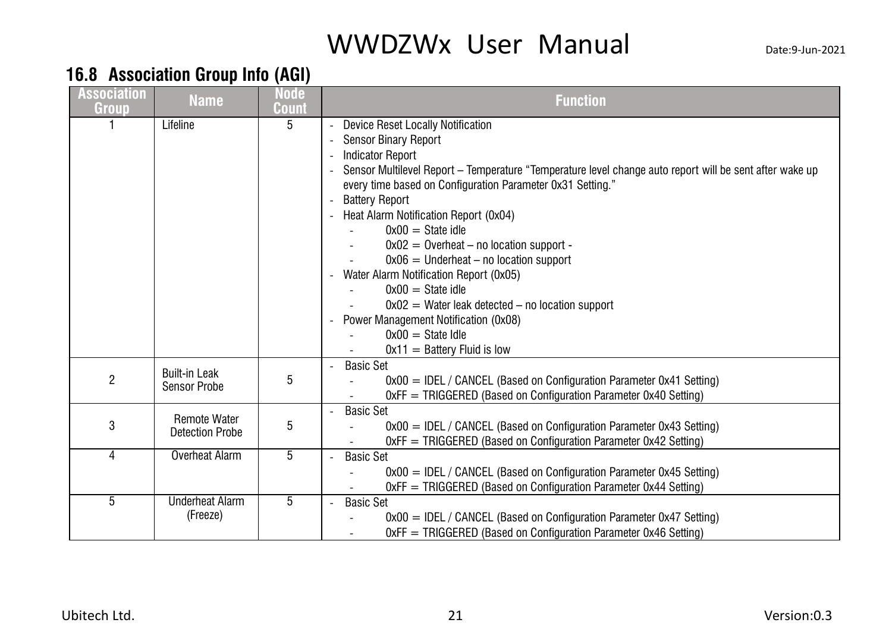## 16.8 Association Group Info (AGI)

| Association Group | Name | Node Count | Function |
|---|---|---|---|
| 1 | Lifeline | 5 | - Device Reset Locally Notification<br>- Sensor Binary Report<br>- Indicator Report<br>- Sensor Multilevel Report – Temperature "Temperature level change auto report will be sent after wake up every time based on Configuration Parameter 0x31 Setting."<br>- Battery Report<br>- Heat Alarm Notification Report (0x04)<br>&nbsp;&nbsp;- 0x00 = State idle<br>&nbsp;&nbsp;- 0x02 = Overheat – no location support -<br>&nbsp;&nbsp;- 0x06 = Underheat – no location support<br>- Water Alarm Notification Report (0x05)<br>&nbsp;&nbsp;- 0x00 = State idle<br>&nbsp;&nbsp;- 0x02 = Water leak detected – no location support<br>- Power Management Notification (0x08)<br>&nbsp;&nbsp;- 0x00 = State Idle<br>&nbsp;&nbsp;- 0x11 = Battery Fluid is low |
| 2 | Built-in Leak Sensor Probe | 5 | - Basic Set<br>&nbsp;&nbsp;- 0x00 = IDEL / CANCEL (Based on Configuration Parameter 0x41 Setting)<br>&nbsp;&nbsp;- 0xFF = TRIGGERED (Based on Configuration Parameter 0x40 Setting) |
| 3 | Remote Water Detection Probe | 5 | - Basic Set<br>&nbsp;&nbsp;- 0x00 = IDEL / CANCEL (Based on Configuration Parameter 0x43 Setting)<br>&nbsp;&nbsp;- 0xFF = TRIGGERED (Based on Configuration Parameter 0x42 Setting) |
| 4 | Overheat Alarm | 5 | - Basic Set<br>&nbsp;&nbsp;- 0x00 = IDEL / CANCEL (Based on Configuration Parameter 0x45 Setting)<br>&nbsp;&nbsp;- 0xFF = TRIGGERED (Based on Configuration Parameter 0x44 Setting) |
| 5 | Underheat Alarm (Freeze) | 5 | - Basic Set<br>&nbsp;&nbsp;- 0x00 = IDEL / CANCEL (Based on Configuration Parameter 0x47 Setting)<br>&nbsp;&nbsp;- 0xFF = TRIGGERED (Based on Configuration Parameter 0x46 Setting) |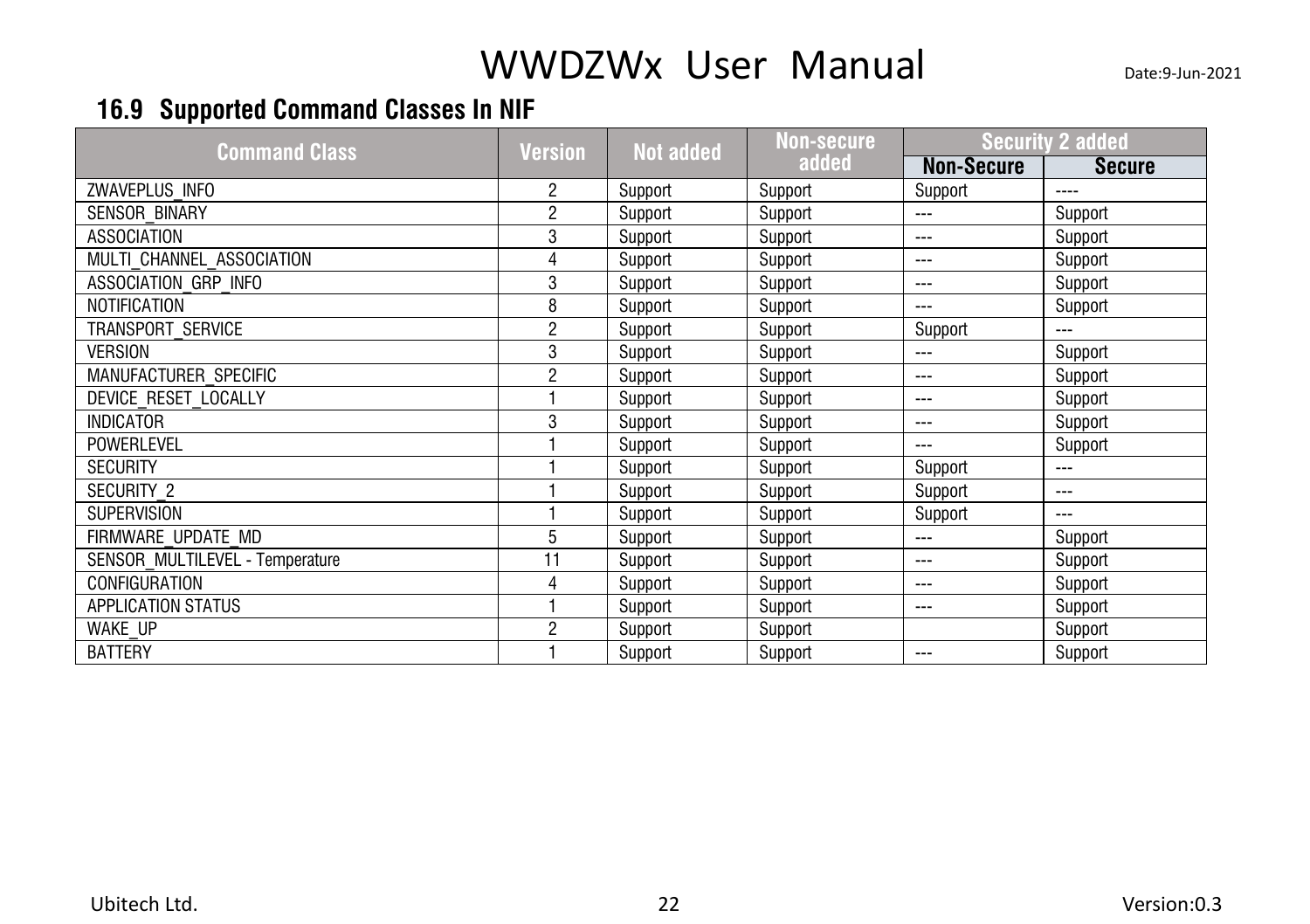## 16.9 Supported Command Classes In NIF

| Command Class | Version | Not added | Non-secure added | Security 2 added | |
|---|---|---|---|---|---|
| | | | | Non-Secure | Secure |
| ZWAVEPLUS_INFO | 2 | Support | Support | Support | ---- |
| SENSOR_BINARY | 2 | Support | Support | --- | Support |
| ASSOCIATION | 3 | Support | Support | --- | Support |
| MULTI_CHANNEL_ASSOCIATION | 4 | Support | Support | --- | Support |
| ASSOCIATION_GRP_INFO | 3 | Support | Support | --- | Support |
| NOTIFICATION | 8 | Support | Support | --- | Support |
| TRANSPORT_SERVICE | 2 | Support | Support | Support | --- |
| VERSION | 3 | Support | Support | --- | Support |
| MANUFACTURER_SPECIFIC | 2 | Support | Support | --- | Support |
| DEVICE_RESET_LOCALLY | 1 | Support | Support | --- | Support |
| INDICATOR | 3 | Support | Support | --- | Support |
| POWERLEVEL | 1 | Support | Support | --- | Support |
| SECURITY | 1 | Support | Support | Support | --- |
| SECURITY_2 | 1 | Support | Support | Support | --- |
| SUPERVISION | 1 | Support | Support | Support | --- |
| FIRMWARE_UPDATE_MD | 5 | Support | Support | --- | Support |
| SENSOR_MULTILEVEL - Temperature | 11 | Support | Support | --- | Support |
| CONFIGURATION | 4 | Support | Support | --- | Support |
| APPLICATION STATUS | 1 | Support | Support | --- | Support |
| WAKE_UP | 2 | Support | Support | | Support |
| BATTERY | 1 | Support | Support | --- | Support |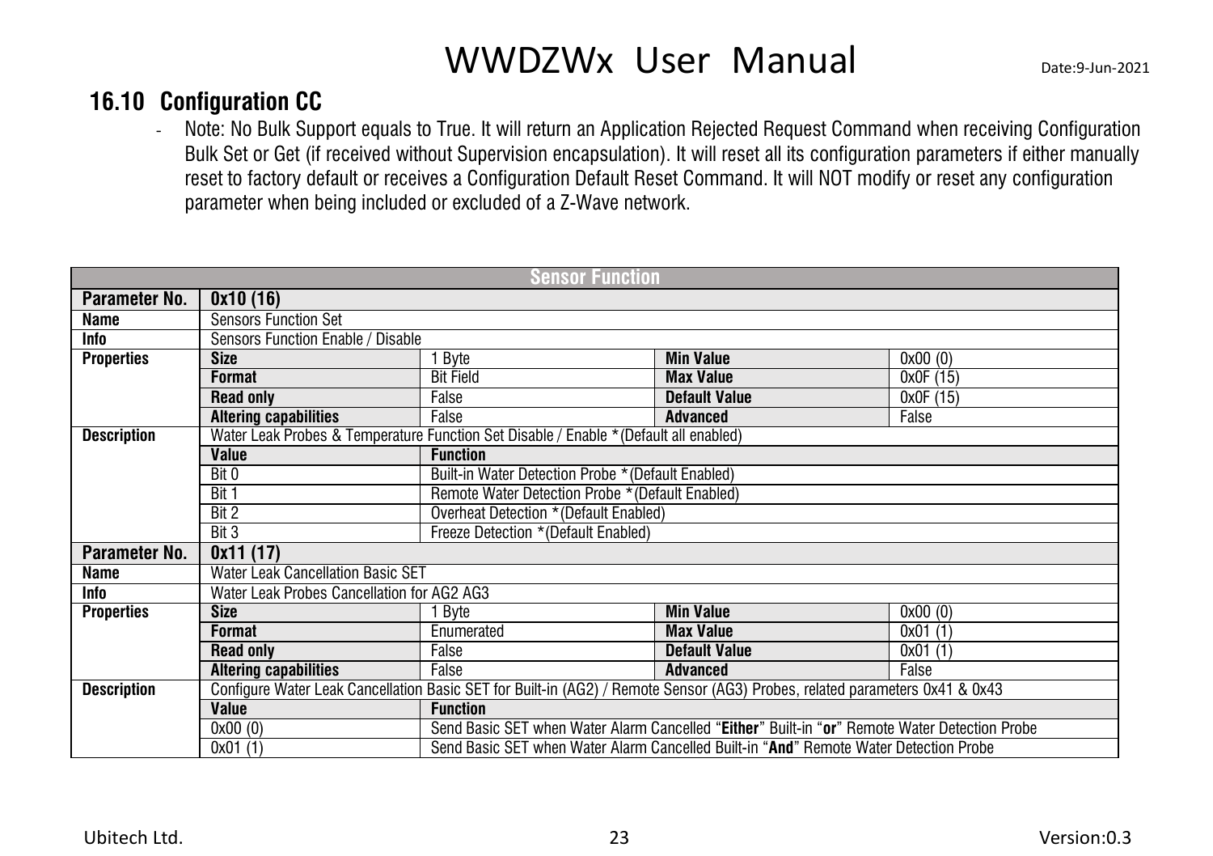## 16.10 Configuration CC

- Note: No Bulk Support equals to True. It will return an Application Rejected Request Command when receiving Configuration Bulk Set or Get (if received without Supervision encapsulation). It will reset all its configuration parameters if either manually reset to factory default or receives a Configuration Default Reset Command. It will NOT modify or reset any configuration parameter when being included or excluded of a Z-Wave network.

| Sensor Function | | | | |
|---|---|---|---|---|
| **Parameter No.** | **0x10 (16)** | | | |
| **Name** | Sensors Function Set | | | |
| **Info** | Sensors Function Enable / Disable | | | |
| **Properties** | **Size** | 1 Byte | **Min Value** | 0x00 (0) |
| | **Format** | Bit Field | **Max Value** | 0x0F (15) |
| | **Read only** | False | **Default Value** | 0x0F (15) |
| | **Altering capabilities** | False | **Advanced** | False |
| **Description** | Water Leak Probes & Temperature Function Set Disable / Enable *(Default all enabled) | | | |
| | **Value** | **Function** | | |
| | Bit 0 | Built-in Water Detection Probe *(Default Enabled) | | |
| | Bit 1 | Remote Water Detection Probe *(Default Enabled) | | |
| | Bit 2 | Overheat Detection *(Default Enabled) | | |
| | Bit 3 | Freeze Detection *(Default Enabled) | | |
| **Parameter No.** | **0x11 (17)** | | | |
| **Name** | Water Leak Cancellation Basic SET | | | |
| **Info** | Water Leak Probes Cancellation for AG2 AG3 | | | |
| **Properties** | **Size** | 1 Byte | **Min Value** | 0x00 (0) |
| | **Format** | Enumerated | **Max Value** | 0x01 (1) |
| | **Read only** | False | **Default Value** | 0x01 (1) |
| | **Altering capabilities** | False | **Advanced** | False |
| **Description** | Configure Water Leak Cancellation Basic SET for Built-in (AG2) / Remote Sensor (AG3) Probes, related parameters 0x41 & 0x43 | | | |
| | **Value** | **Function** | | |
| | 0x00 (0) | Send Basic SET when Water Alarm Cancelled "**Either**" Built-in "**or**" Remote Water Detection Probe | | |
| | 0x01 (1) | Send Basic SET when Water Alarm Cancelled Built-in "**And**" Remote Water Detection Probe | | |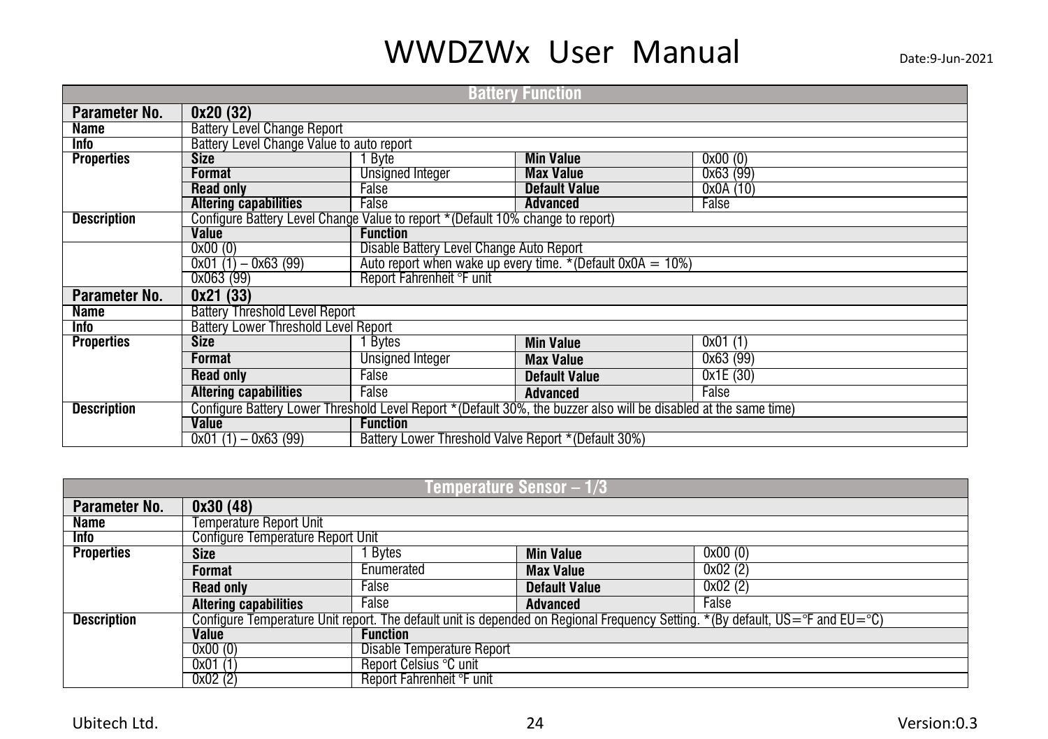## Battery Function

| Parameter No. | 0x20 (32) | | | |
|---|---|---|---|---|
| Name | Battery Level Change Report | | | |
| Info | Battery Level Change Value to auto report | | | |
| Properties | Size | 1 Byte | Min Value | 0x00 (0) |
| | Format | Unsigned Integer | Max Value | 0x63 (99) |
| | Read only | False | Default Value | 0x0A (10) |
| | Altering capabilities | False | Advanced | False |
| Description | Configure Battery Level Change Value to report *(Default 10% change to report) | | | |
| | Value | Function | | |
| | 0x00 (0) | Disable Battery Level Change Auto Report | | |
| | 0x01 (1) – 0x63 (99) | Auto report when wake up every time. *(Default 0x0A = 10%) | | |
| | 0x063 (99) | Report Fahrenheit °F unit | | |
| Parameter No. | 0x21 (33) | | | |
| Name | Battery Threshold Level Report | | | |
| Info | Battery Lower Threshold Level Report | | | |
| Properties | Size | 1 Bytes | Min Value | 0x01 (1) |
| | Format | Unsigned Integer | Max Value | 0x63 (99) |
| | Read only | False | Default Value | 0x1E (30) |
| | Altering capabilities | False | Advanced | False |
| Description | Configure Battery Lower Threshold Level Report *(Default 30%, the buzzer also will be disabled at the same time) | | | |
| | Value | Function | | |
| | 0x01 (1) – 0x63 (99) | Battery Lower Threshold Valve Report *(Default 30%) | | |

## Temperature Sensor – 1/3

| Parameter No. | 0x30 (48) | | | |
|---|---|---|---|---|
| Name | Temperature Report Unit | | | |
| Info | Configure Temperature Report Unit | | | |
| Properties | Size | 1 Bytes | Min Value | 0x00 (0) |
| | Format | Enumerated | Max Value | 0x02 (2) |
| | Read only | False | Default Value | 0x02 (2) |
| | Altering capabilities | False | Advanced | False |
| Description | Configure Temperature Unit report. The default unit is depended on Regional Frequency Setting. *(By default, US=°F and EU=°C) | | | |
| | Value | Function | | |
| | 0x00 (0) | Disable Temperature Report | | |
| | 0x01 (1) | Report Celsius °C unit | | |
| | 0x02 (2) | Report Fahrenheit °F unit | | |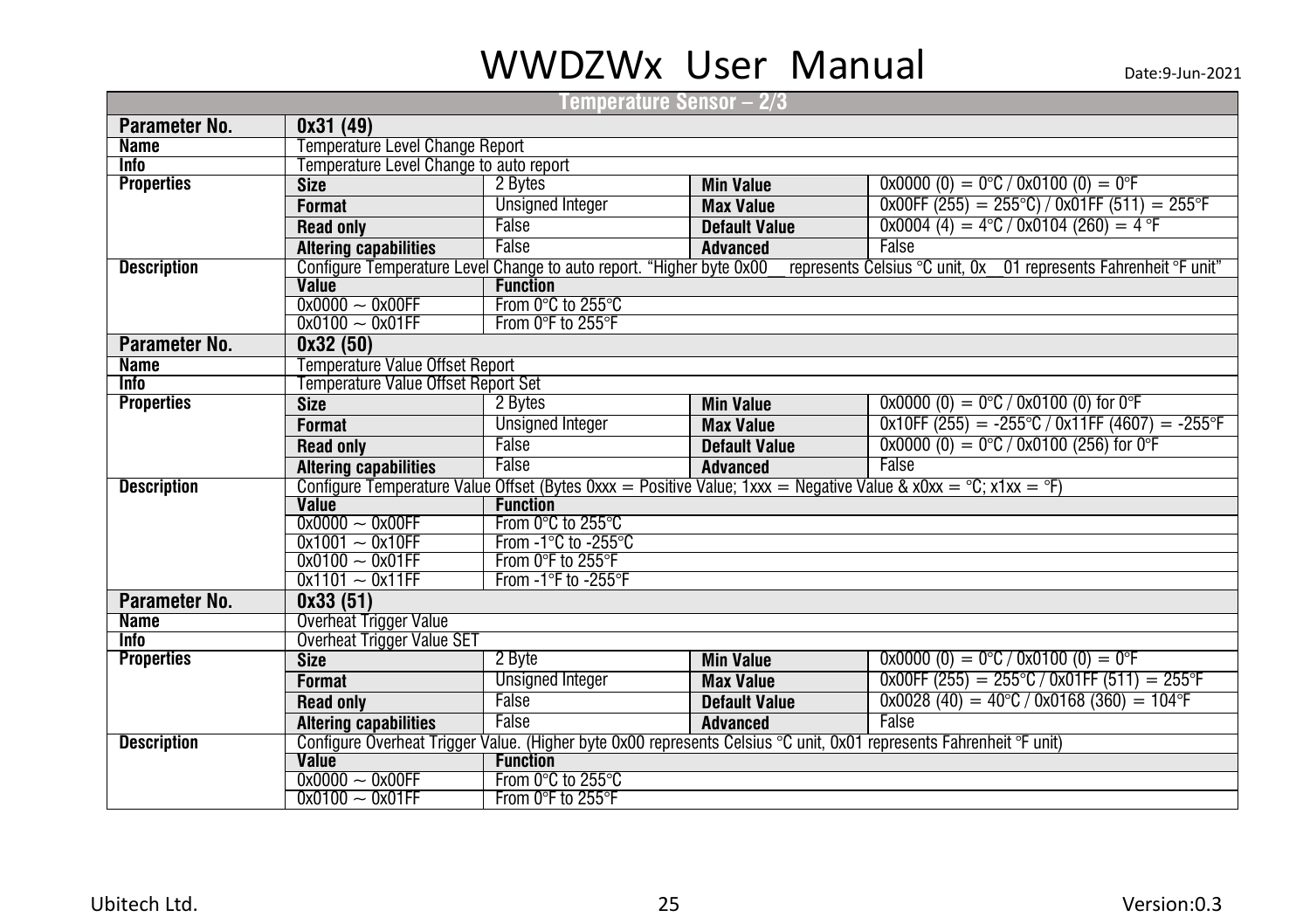| Temperature Sensor – 2/3 | | | | |
|---|---|---|---|---|
| **Parameter No.** | **0x31 (49)** | | | |
| **Name** | Temperature Level Change Report | | | |
| **Info** | Temperature Level Change to auto report | | | |
| **Properties** | **Size** | 2 Bytes | **Min Value** | 0x0000 (0) = 0°C / 0x0100 (0) = 0°F |
| | **Format** | Unsigned Integer | **Max Value** | 0x00FF (255) = 255°C) / 0x01FF (511) = 255°F |
| | **Read only** | False | **Default Value** | 0x0004 (4) = 4°C / 0x0104 (260) = 4 °F |
| | **Altering capabilities** | False | **Advanced** | False |
| **Description** | Configure Temperature Level Change to auto report. "Higher byte 0x00__ represents Celsius °C unit, 0x__01 represents Fahrenheit °F unit" | | | |
| | **Value** | **Function** | | |
| | 0x0000 ~ 0x00FF | From 0°C to 255°C | | |
| | 0x0100 ~ 0x01FF | From 0°F to 255°F | | |
| **Parameter No.** | **0x32 (50)** | | | |
| **Name** | Temperature Value Offset Report | | | |
| **Info** | Temperature Value Offset Report Set | | | |
| **Properties** | **Size** | 2 Bytes | **Min Value** | 0x0000 (0) = 0°C / 0x0100 (0) for 0°F |
| | **Format** | Unsigned Integer | **Max Value** | 0x10FF (255) = -255°C / 0x11FF (4607) = -255°F |
| | **Read only** | False | **Default Value** | 0x0000 (0) = 0°C / 0x0100 (256) for 0°F |
| | **Altering capabilities** | False | **Advanced** | False |
| **Description** | Configure Temperature Value Offset (Bytes 0xxx = Positive Value; 1xxx = Negative Value & x0xx = °C; x1xx = °F) | | | |
| | **Value** | **Function** | | |
| | 0x0000 ~ 0x00FF | From 0°C to 255°C | | |
| | 0x1001 ~ 0x10FF | From -1°C to -255°C | | |
| | 0x0100 ~ 0x01FF | From 0°F to 255°F | | |
| | 0x1101 ~ 0x11FF | From -1°F to -255°F | | |
| **Parameter No.** | **0x33 (51)** | | | |
| **Name** | Overheat Trigger Value | | | |
| **Info** | Overheat Trigger Value SET | | | |
| **Properties** | **Size** | 2 Byte | **Min Value** | 0x0000 (0) = 0°C / 0x0100 (0) = 0°F |
| | **Format** | Unsigned Integer | **Max Value** | 0x00FF (255) = 255°C / 0x01FF (511) = 255°F |
| | **Read only** | False | **Default Value** | 0x0028 (40) = 40°C / 0x0168 (360) = 104°F |
| | **Altering capabilities** | False | **Advanced** | False |
| **Description** | Configure Overheat Trigger Value. (Higher byte 0x00 represents Celsius °C unit, 0x01 represents Fahrenheit °F unit) | | | |
| | **Value** | **Function** | | |
| | 0x0000 ~ 0x00FF | From 0°C to 255°C | | |
| | 0x0100 ~ 0x01FF | From 0°F to 255°F | | |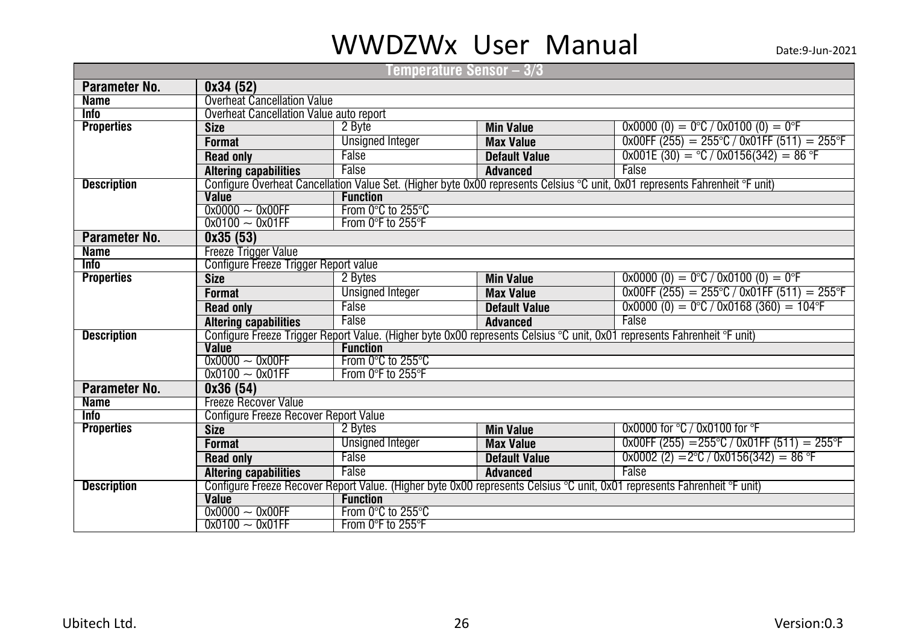## Temperature Sensor – 3/3

| Parameter No. | 0x34 (52) | | | |
|---|---|---|---|---|
| Name | Overheat Cancellation Value | | | |
| Info | Overheat Cancellation Value auto report | | | |
| Properties | Size | 2 Byte | Min Value | 0x0000 (0) = 0°C / 0x0100 (0) = 0°F |
| | Format | Unsigned Integer | Max Value | 0x00FF (255) = 255°C / 0x01FF (511) = 255°F |
| | Read only | False | Default Value | 0x001E (30) = °C / 0x0156(342) = 86 °F |
| | Altering capabilities | False | Advanced | False |
| Description | Configure Overheat Cancellation Value Set. (Higher byte 0x00 represents Celsius °C unit, 0x01 represents Fahrenheit °F unit) | | | |
| | Value | Function | | |
| | 0x0000 ~ 0x00FF | From 0°C to 255°C | | |
| | 0x0100 ~ 0x01FF | From 0°F to 255°F | | |
| Parameter No. | 0x35 (53) | | | |
| Name | Freeze Trigger Value | | | |
| Info | Configure Freeze Trigger Report value | | | |
| Properties | Size | 2 Bytes | Min Value | 0x0000 (0) = 0°C / 0x0100 (0) = 0°F |
| | Format | Unsigned Integer | Max Value | 0x00FF (255) = 255°C / 0x01FF (511) = 255°F |
| | Read only | False | Default Value | 0x0000 (0) = 0°C / 0x0168 (360) = 104°F |
| | Altering capabilities | False | Advanced | False |
| Description | Configure Freeze Trigger Report Value. (Higher byte 0x00 represents Celsius °C unit, 0x01 represents Fahrenheit °F unit) | | | |
| | Value | Function | | |
| | 0x0000 ~ 0x00FF | From 0°C to 255°C | | |
| | 0x0100 ~ 0x01FF | From 0°F to 255°F | | |
| Parameter No. | 0x36 (54) | | | |
| Name | Freeze Recover Value | | | |
| Info | Configure Freeze Recover Report Value | | | |
| Properties | Size | 2 Bytes | Min Value | 0x0000 for °C / 0x0100 for °F |
| | Format | Unsigned Integer | Max Value | 0x00FF (255) =255°C / 0x01FF (511) = 255°F |
| | Read only | False | Default Value | 0x0002 (2) =2°C / 0x0156(342) = 86 °F |
| | Altering capabilities | False | Advanced | False |
| Description | Configure Freeze Recover Report Value. (Higher byte 0x00 represents Celsius °C unit, 0x01 represents Fahrenheit °F unit) | | | |
| | Value | Function | | |
| | 0x0000 ~ 0x00FF | From 0°C to 255°C | | |
| | 0x0100 ~ 0x01FF | From 0°F to 255°F | | |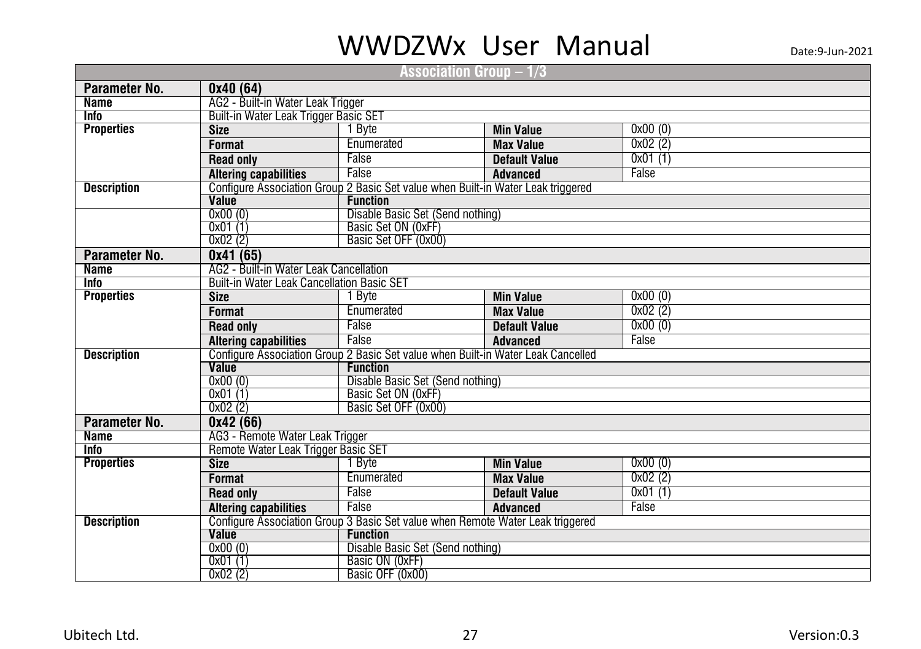| Association Group – 1/3 | | | | |
|---|---|---|---|---|
| **Parameter No.** | **0x40 (64)** | | | |
| **Name** | AG2 - Built-in Water Leak Trigger | | | |
| **Info** | Built-in Water Leak Trigger Basic SET | | | |
| **Properties** | **Size** | 1 Byte | **Min Value** | 0x00 (0) |
| | **Format** | Enumerated | **Max Value** | 0x02 (2) |
| | **Read only** | False | **Default Value** | 0x01 (1) |
| | **Altering capabilities** | False | **Advanced** | False |
| **Description** | Configure Association Group 2 Basic Set value when Built-in Water Leak triggered | | | |
| | **Value** | **Function** | | |
| | 0x00 (0) | Disable Basic Set (Send nothing) | | |
| | 0x01 (1) | Basic Set ON (0xFF) | | |
| | 0x02 (2) | Basic Set OFF (0x00) | | |
| **Parameter No.** | **0x41 (65)** | | | |
| **Name** | AG2 - Built-in Water Leak Cancellation | | | |
| **Info** | Built-in Water Leak Cancellation Basic SET | | | |
| **Properties** | **Size** | 1 Byte | **Min Value** | 0x00 (0) |
| | **Format** | Enumerated | **Max Value** | 0x02 (2) |
| | **Read only** | False | **Default Value** | 0x00 (0) |
| | **Altering capabilities** | False | **Advanced** | False |
| **Description** | Configure Association Group 2 Basic Set value when Built-in Water Leak Cancelled | | | |
| | **Value** | **Function** | | |
| | 0x00 (0) | Disable Basic Set (Send nothing) | | |
| | 0x01 (1) | Basic Set ON (0xFF) | | |
| | 0x02 (2) | Basic Set OFF (0x00) | | |
| **Parameter No.** | **0x42 (66)** | | | |
| **Name** | AG3 - Remote Water Leak Trigger | | | |
| **Info** | Remote Water Leak Trigger Basic SET | | | |
| **Properties** | **Size** | 1 Byte | **Min Value** | 0x00 (0) |
| | **Format** | Enumerated | **Max Value** | 0x02 (2) |
| | **Read only** | False | **Default Value** | 0x01 (1) |
| | **Altering capabilities** | False | **Advanced** | False |
| **Description** | Configure Association Group 3 Basic Set value when Remote Water Leak triggered | | | |
| | **Value** | **Function** | | |
| | 0x00 (0) | Disable Basic Set (Send nothing) | | |
| | 0x01 (1) | Basic ON (0xFF) | | |
| | 0x02 (2) | Basic OFF (0x00) | | |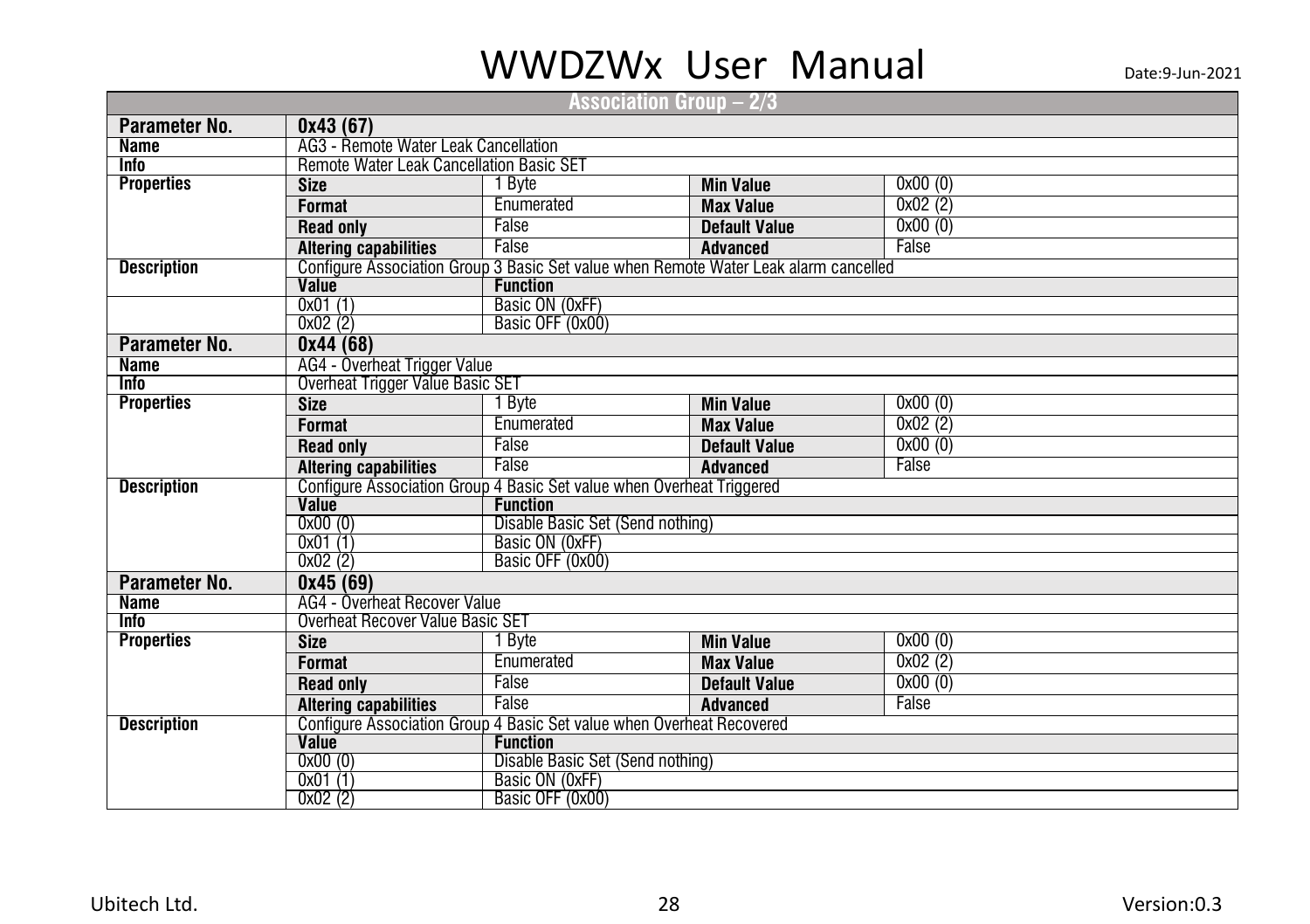## Association Group – 2/3

| Parameter No. | 0x43 (67) | | | |
|---|---|---|---|---|
| Name | AG3 - Remote Water Leak Cancellation | | | |
| Info | Remote Water Leak Cancellation Basic SET | | | |
| Properties | Size | 1 Byte | Min Value | 0x00 (0) |
| | Format | Enumerated | Max Value | 0x02 (2) |
| | Read only | False | Default Value | 0x00 (0) |
| | Altering capabilities | False | Advanced | False |
| Description | Configure Association Group 3 Basic Set value when Remote Water Leak alarm cancelled | | | |
| | Value | Function | | |
| | 0x01 (1) | Basic ON (0xFF) | | |
| | 0x02 (2) | Basic OFF (0x00) | | |

| Parameter No. | 0x44 (68) | | | |
|---|---|---|---|---|
| Name | AG4 - Overheat Trigger Value | | | |
| Info | Overheat Trigger Value Basic SET | | | |
| Properties | Size | 1 Byte | Min Value | 0x00 (0) |
| | Format | Enumerated | Max Value | 0x02 (2) |
| | Read only | False | Default Value | 0x00 (0) |
| | Altering capabilities | False | Advanced | False |
| Description | Configure Association Group 4 Basic Set value when Overheat Triggered | | | |
| | Value | Function | | |
| | 0x00 (0) | Disable Basic Set (Send nothing) | | |
| | 0x01 (1) | Basic ON (0xFF) | | |
| | 0x02 (2) | Basic OFF (0x00) | | |

| Parameter No. | 0x45 (69) | | | |
|---|---|---|---|---|
| Name | AG4 - Overheat Recover Value | | | |
| Info | Overheat Recover Value Basic SET | | | |
| Properties | Size | 1 Byte | Min Value | 0x00 (0) |
| | Format | Enumerated | Max Value | 0x02 (2) |
| | Read only | False | Default Value | 0x00 (0) |
| | Altering capabilities | False | Advanced | False |
| Description | Configure Association Group 4 Basic Set value when Overheat Recovered | | | |
| | Value | Function | | |
| | 0x00 (0) | Disable Basic Set (Send nothing) | | |
| | 0x01 (1) | Basic ON (0xFF) | | |
| | 0x02 (2) | Basic OFF (0x00) | | |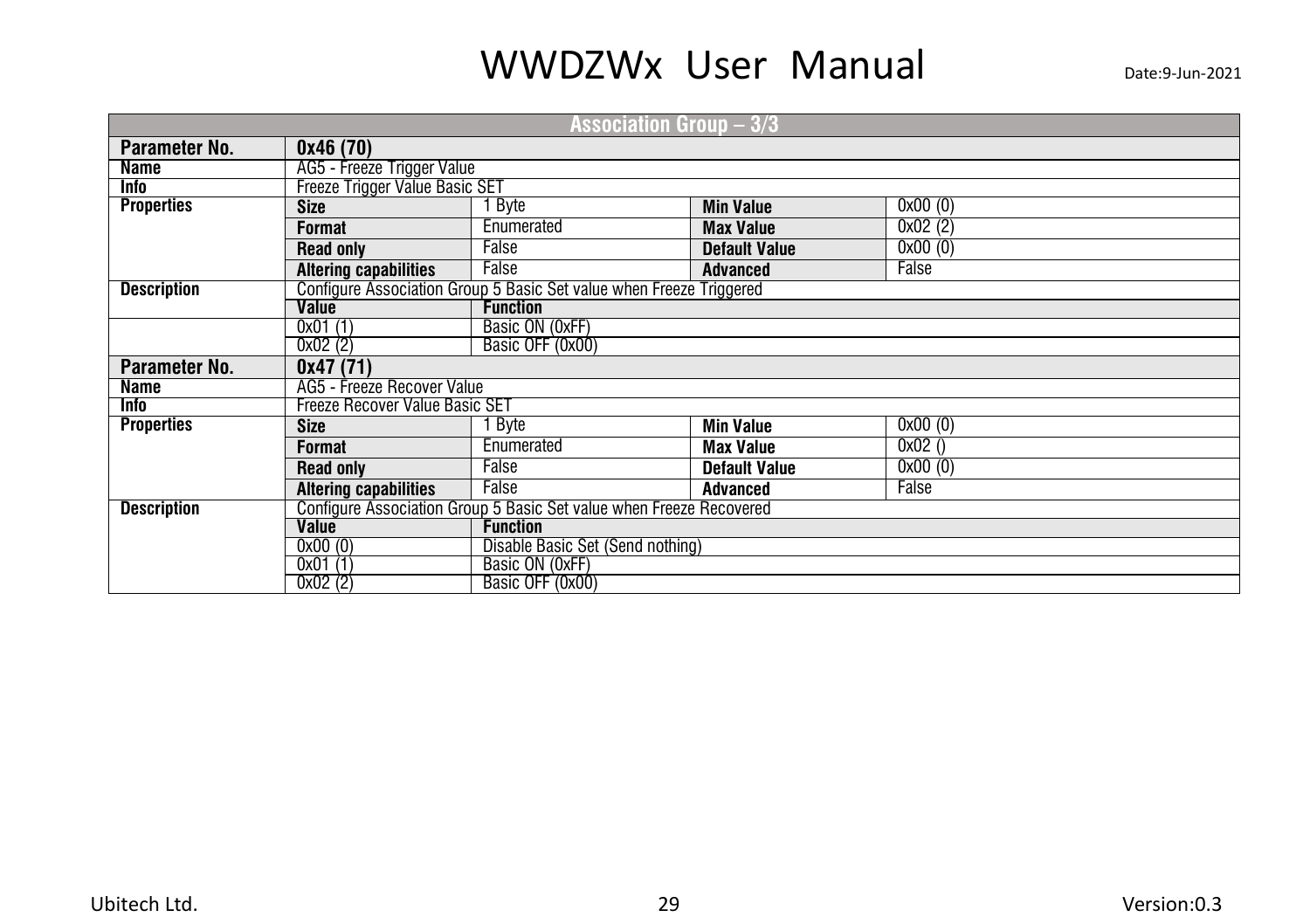| Association Group – 3/3 | | | | |
|---|---|---|---|---|
| **Parameter No.** | **0x46 (70)** | | | |
| **Name** | AG5 - Freeze Trigger Value | | | |
| **Info** | Freeze Trigger Value Basic SET | | | |
| **Properties** | **Size** | 1 Byte | **Min Value** | 0x00 (0) |
| | **Format** | Enumerated | **Max Value** | 0x02 (2) |
| | **Read only** | False | **Default Value** | 0x00 (0) |
| | **Altering capabilities** | False | **Advanced** | False |
| **Description** | Configure Association Group 5 Basic Set value when Freeze Triggered | | | |
| | **Value** | **Function** | | |
| | 0x01 (1) | Basic ON (0xFF) | | |
| | 0x02 (2) | Basic OFF (0x00) | | |
| **Parameter No.** | **0x47 (71)** | | | |
| **Name** | AG5 - Freeze Recover Value | | | |
| **Info** | Freeze Recover Value Basic SET | | | |
| **Properties** | **Size** | 1 Byte | **Min Value** | 0x00 (0) |
| | **Format** | Enumerated | **Max Value** | 0x02 () |
| | **Read only** | False | **Default Value** | 0x00 (0) |
| | **Altering capabilities** | False | **Advanced** | False |
| **Description** | Configure Association Group 5 Basic Set value when Freeze Recovered | | | |
| | **Value** | **Function** | | |
| | 0x00 (0) | Disable Basic Set (Send nothing) | | |
| | 0x01 (1) | Basic ON (0xFF) | | |
| | 0x02 (2) | Basic OFF (0x00) | | |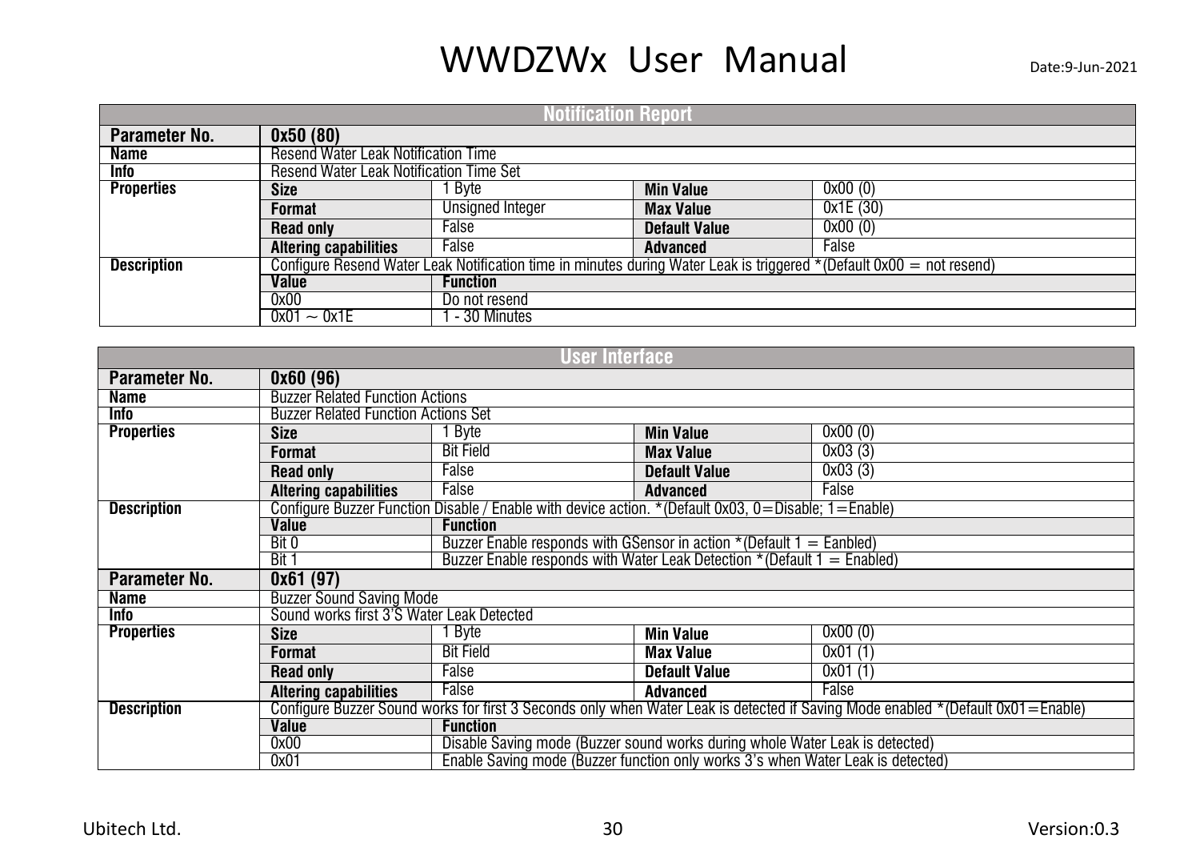| Notification Report | | | | |
|---|---|---|---|---|
| **Parameter No.** | **0x50 (80)** | | | |
| **Name** | Resend Water Leak Notification Time | | | |
| **Info** | Resend Water Leak Notification Time Set | | | |
| **Properties** | **Size** | 1 Byte | **Min Value** | 0x00 (0) |
| | **Format** | Unsigned Integer | **Max Value** | 0x1E (30) |
| | **Read only** | False | **Default Value** | 0x00 (0) |
| | **Altering capabilities** | False | **Advanced** | False |
| **Description** | Configure Resend Water Leak Notification time in minutes during Water Leak is triggered *(Default 0x00 = not resend) | | | |
| | **Value** | **Function** | | |
| | 0x00 | Do not resend | | |
| | 0x01 ~ 0x1E | 1 - 30 Minutes | | |

| User Interface | | | | |
|---|---|---|---|---|
| **Parameter No.** | **0x60 (96)** | | | |
| **Name** | Buzzer Related Function Actions | | | |
| **Info** | Buzzer Related Function Actions Set | | | |
| **Properties** | **Size** | 1 Byte | **Min Value** | 0x00 (0) |
| | **Format** | Bit Field | **Max Value** | 0x03 (3) |
| | **Read only** | False | **Default Value** | 0x03 (3) |
| | **Altering capabilities** | False | **Advanced** | False |
| **Description** | Configure Buzzer Function Disable / Enable with device action. *(Default 0x03, 0=Disable; 1=Enable) | | | |
| | **Value** | **Function** | | |
| | Bit 0 | Buzzer Enable responds with GSensor in action *(Default 1 = Eanbled) | | |
| | Bit 1 | Buzzer Enable responds with Water Leak Detection *(Default 1 = Enabled) | | |
| **Parameter No.** | **0x61 (97)** | | | |
| **Name** | Buzzer Sound Saving Mode | | | |
| **Info** | Sound works first 3'S Water Leak Detected | | | |
| **Properties** | **Size** | 1 Byte | **Min Value** | 0x00 (0) |
| | **Format** | Bit Field | **Max Value** | 0x01 (1) |
| | **Read only** | False | **Default Value** | 0x01 (1) |
| | **Altering capabilities** | False | **Advanced** | False |
| **Description** | Configure Buzzer Sound works for first 3 Seconds only when Water Leak is detected if Saving Mode enabled *(Default 0x01=Enable) | | | |
| | **Value** | **Function** | | |
| | 0x00 | Disable Saving mode (Buzzer sound works during whole Water Leak is detected) | | |
| | 0x01 | Enable Saving mode (Buzzer function only works 3's when Water Leak is detected) | | |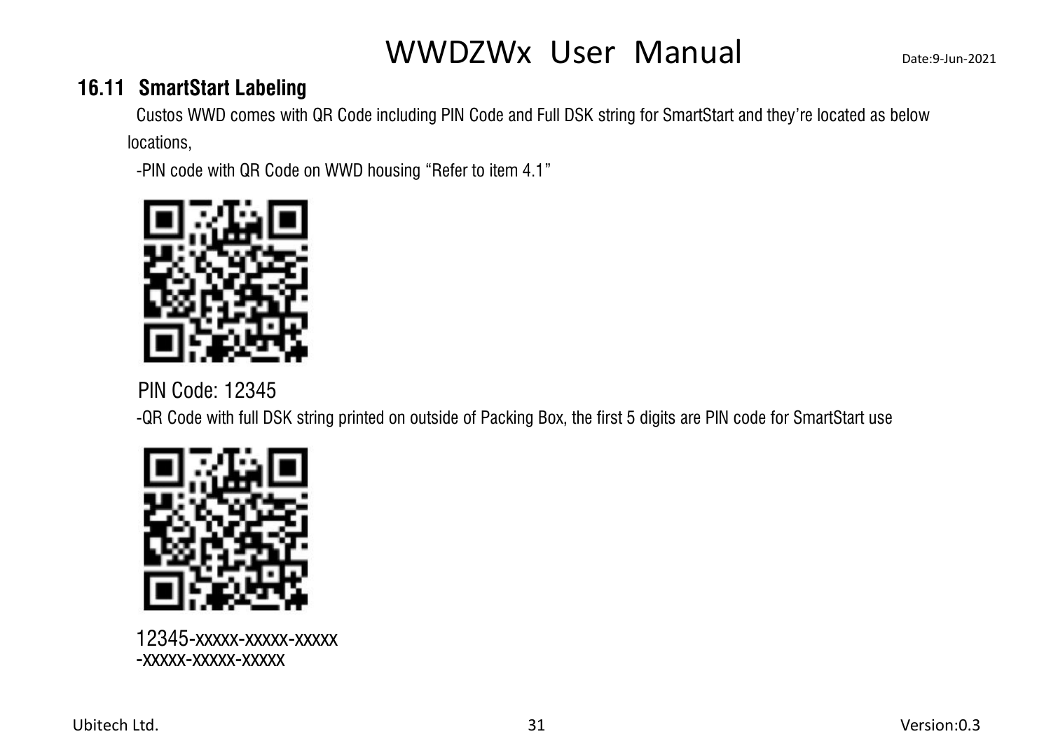### 16.11 SmartStart Labeling

Custos WWD comes with QR Code including PIN Code and Full DSK string for SmartStart and they're located as below locations,

-PIN code with QR Code on WWD housing "Refer to item 4.1"

PIN Code: 12345

-QR Code with full DSK string printed on outside of Packing Box, the first 5 digits are PIN code for SmartStart use

12345-xxxxx-xxxxx-xxxxx
-xxxxx-xxxxx-xxxxx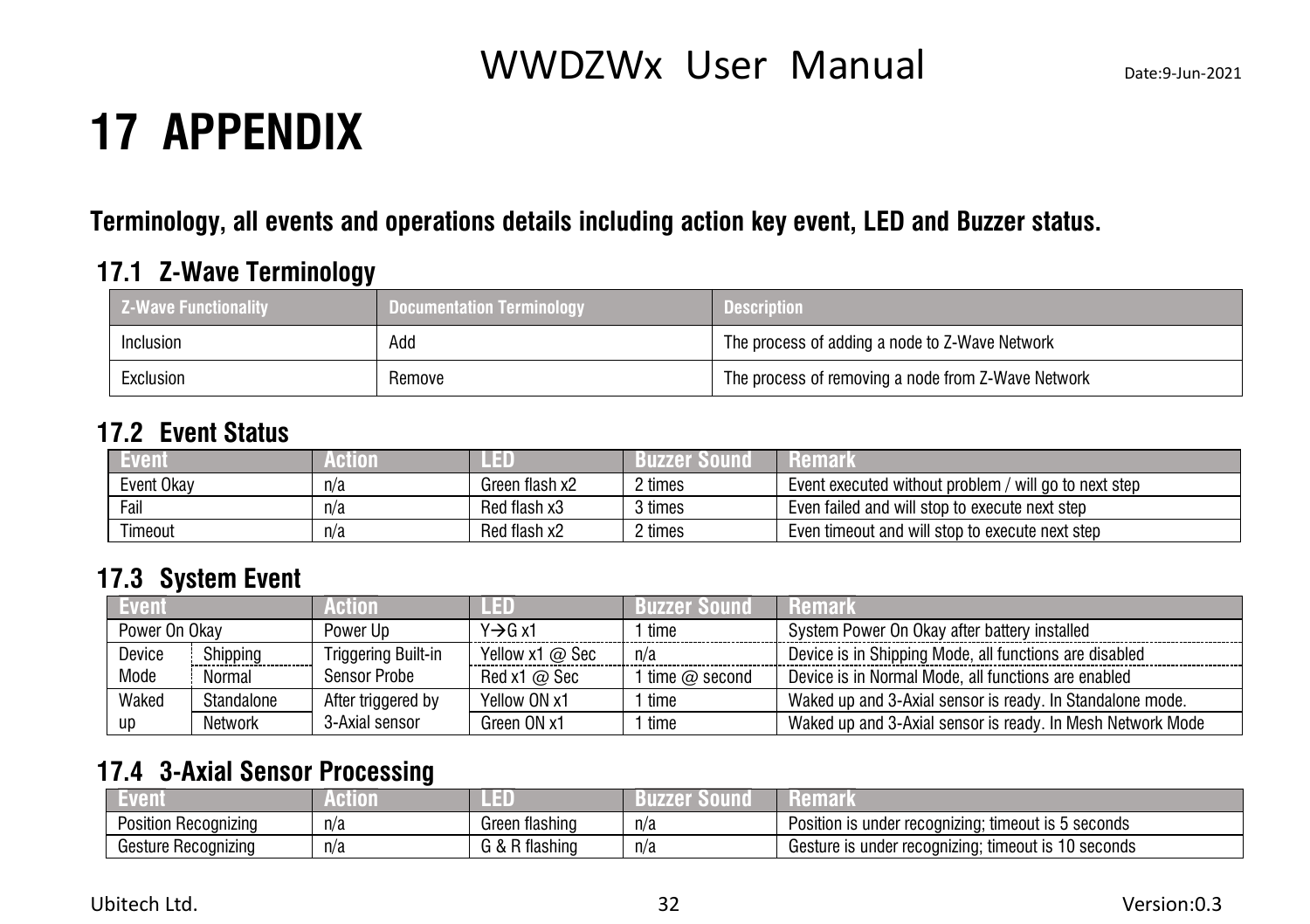# 17 APPENDIX

**Terminology, all events and operations details including action key event, LED and Buzzer status.**

## 17.1 Z-Wave Terminology

| Z-Wave Functionality | Documentation Terminology | Description |
|---|---|---|
| Inclusion | Add | The process of adding a node to Z-Wave Network |
| Exclusion | Remove | The process of removing a node from Z-Wave Network |

## 17.2 Event Status

| Event | Action | LED | Buzzer Sound | Remark |
|---|---|---|---|---|
| Event Okay | n/a | Green flash x2 | 2 times | Event executed without problem / will go to next step |
| Fail | n/a | Red flash x3 | 3 times | Even failed and will stop to execute next step |
| Timeout | n/a | Red flash x2 | 2 times | Even timeout and will stop to execute next step |

## 17.3 System Event

| Event | | Action | LED | Buzzer Sound | Remark |
|---|---|---|---|---|---|
| Power On Okay | | Power Up | Y→G x1 | 1 time | System Power On Okay after battery installed |
| Device Mode | Shipping | Triggering Built-in Sensor Probe | Yellow x1 @ Sec | n/a | Device is in Shipping Mode, all functions are disabled |
| | Normal | | Red x1 @ Sec | 1 time @ second | Device is in Normal Mode, all functions are enabled |
| Waked up | Standalone | After triggered by 3-Axial sensor | Yellow ON x1 | 1 time | Waked up and 3-Axial sensor is ready. In Standalone mode. |
| | Network | | Green ON x1 | 1 time | Waked up and 3-Axial sensor is ready. In Mesh Network Mode |

## 17.4 3-Axial Sensor Processing

| Event | Action | LED | Buzzer Sound | Remark |
|---|---|---|---|---|
| Position Recognizing | n/a | Green flashing | n/a | Position is under recognizing; timeout is 5 seconds |
| Gesture Recognizing | n/a | G & R flashing | n/a | Gesture is under recognizing; timeout is 10 seconds |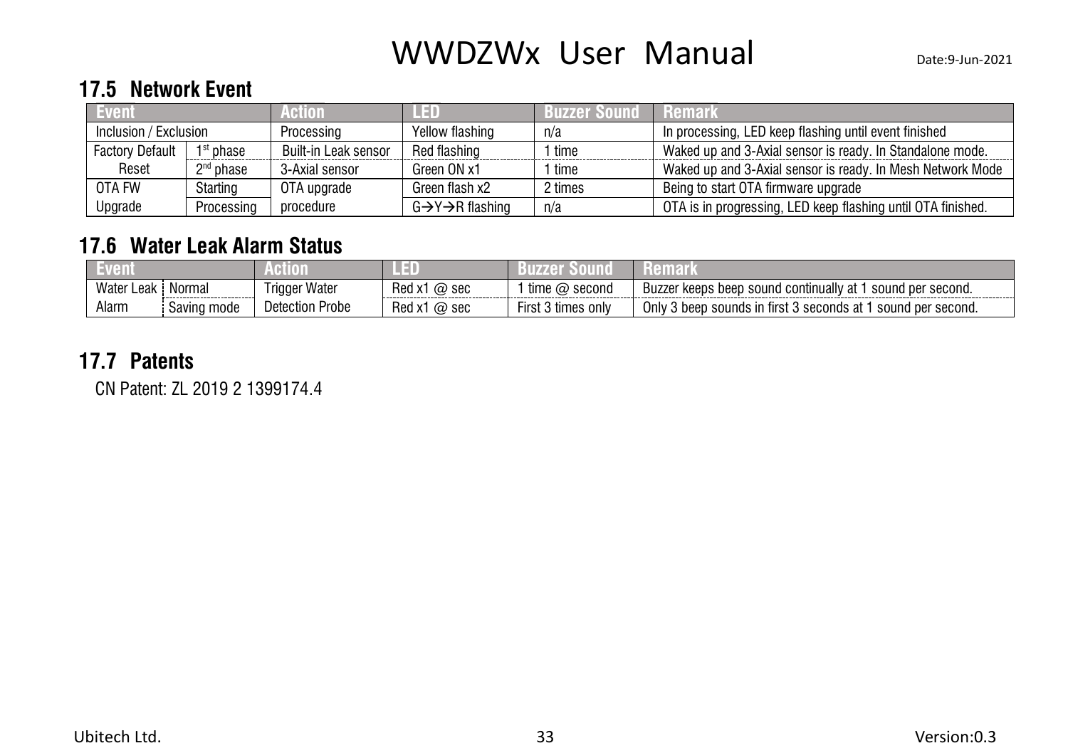## 17.5 Network Event

| Event | | Action | LED | Buzzer Sound | Remark |
|---|---|---|---|---|---|
| Inclusion / Exclusion | | Processing | Yellow flashing | n/a | In processing, LED keep flashing until event finished |
| Factory Default Reset | 1st phase | Built-in Leak sensor | Red flashing | 1 time | Waked up and 3-Axial sensor is ready. In Standalone mode. |
| | 2nd phase | 3-Axial sensor | Green ON x1 | 1 time | Waked up and 3-Axial sensor is ready. In Mesh Network Mode |
| OTA FW Upgrade | Starting | OTA upgrade procedure | Green flash x2 | 2 times | Being to start OTA firmware upgrade |
| | Processing | | G→Y→R flashing | n/a | OTA is in progressing, LED keep flashing until OTA finished. |

## 17.6 Water Leak Alarm Status

| Event | | Action | LED | Buzzer Sound | Remark |
|---|---|---|---|---|---|
| Water Leak Alarm | Normal | Trigger Water Detection Probe | Red x1 @ sec | 1 time @ second | Buzzer keeps beep sound continually at 1 sound per second. |
| | Saving mode | | Red x1 @ sec | First 3 times only | Only 3 beep sounds in first 3 seconds at 1 sound per second. |

## 17.7 Patents

CN Patent: ZL 2019 2 1399174.4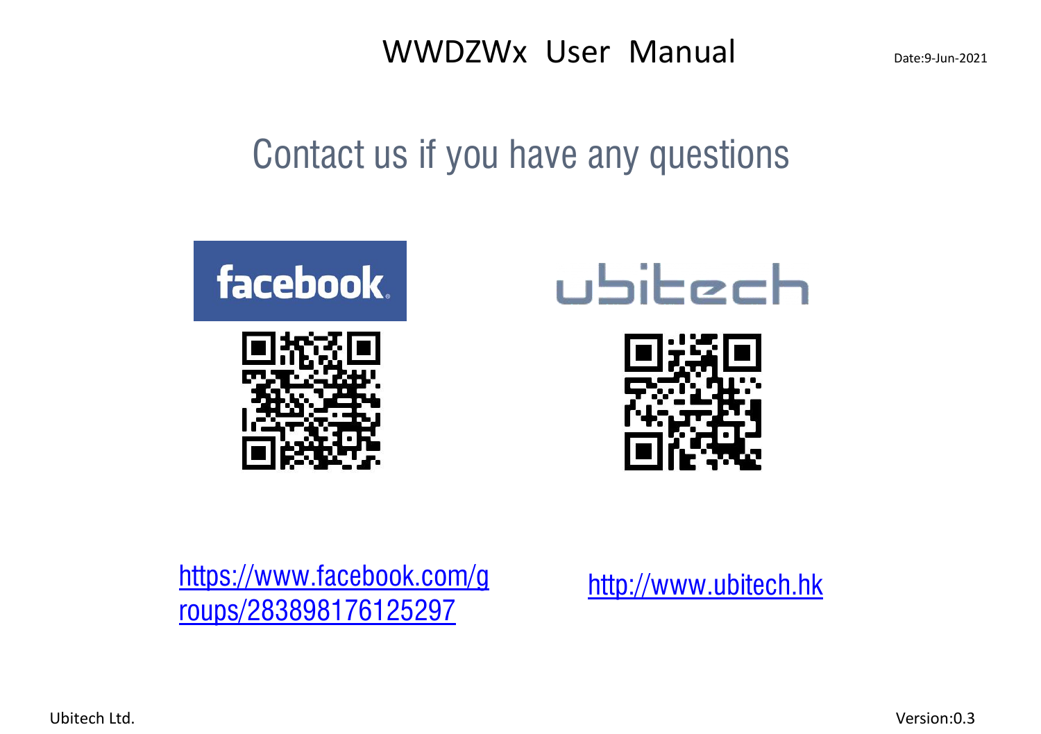# Contact us if you have any questions

facebook

https://www.facebook.com/groups/283898176125297

ubitech

http://www.ubitech.hk